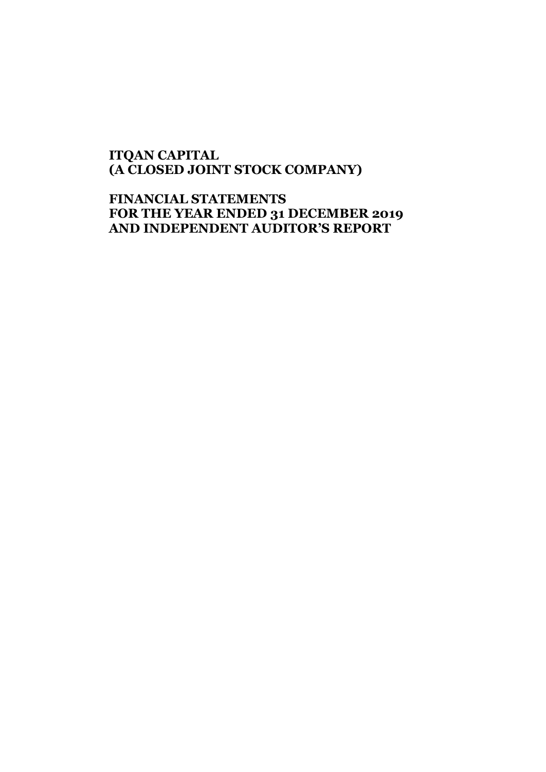**ITQAN CAPITAL**
**(A CLOSED JOINT STOCK COMPANY)**

**FINANCIAL STATEMENTS**
**FOR THE YEAR ENDED 31 DECEMBER 2019**
**AND INDEPENDENT AUDITOR'S REPORT**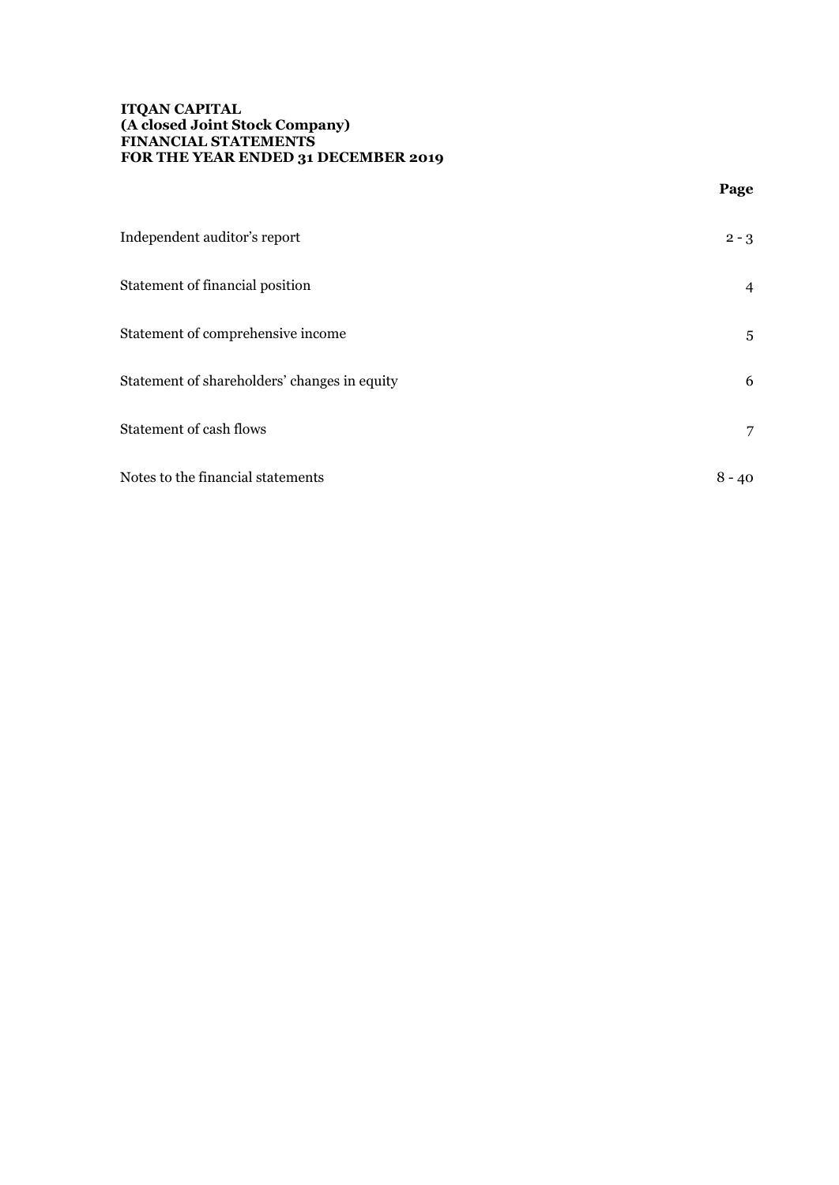**ITQAN CAPITAL**
**(A closed Joint Stock Company)**
**FINANCIAL STATEMENTS**
**FOR THE YEAR ENDED 31 DECEMBER 2019**

| | **Page** |
|---|---|
| Independent auditor's report | 2 - 3 |
| Statement of financial position | 4 |
| Statement of comprehensive income | 5 |
| Statement of shareholders' changes in equity | 6 |
| Statement of cash flows | 7 |
| Notes to the financial statements | 8 - 40 |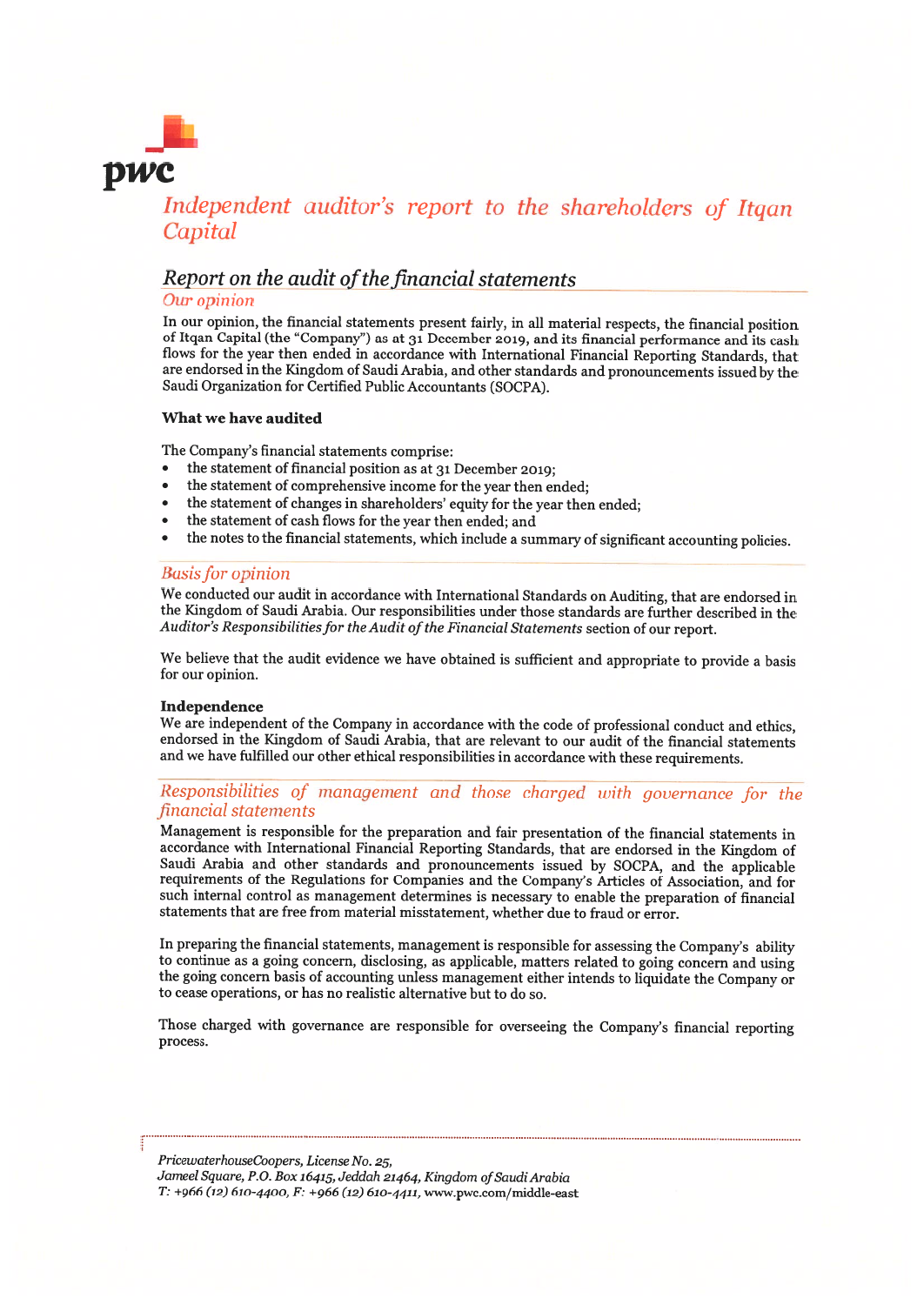# *Independent auditor's report to the shareholders of Itqan Capital*

## *Report on the audit of the financial statements*

### *Our opinion*

In our opinion, the financial statements present fairly, in all material respects, the financial position of Itqan Capital (the "Company") as at 31 December 2019, and its financial performance and its cash flows for the year then ended in accordance with International Financial Reporting Standards, that are endorsed in the Kingdom of Saudi Arabia, and other standards and pronouncements issued by the Saudi Organization for Certified Public Accountants (SOCPA).

**What we have audited**

The Company's financial statements comprise:

- the statement of financial position as at 31 December 2019;
- the statement of comprehensive income for the year then ended;
- the statement of changes in shareholders' equity for the year then ended;
- the statement of cash flows for the year then ended; and
- the notes to the financial statements, which include a summary of significant accounting policies.

### *Basis for opinion*

We conducted our audit in accordance with International Standards on Auditing, that are endorsed in the Kingdom of Saudi Arabia. Our responsibilities under those standards are further described in the *Auditor's Responsibilities for the Audit of the Financial Statements* section of our report.

We believe that the audit evidence we have obtained is sufficient and appropriate to provide a basis for our opinion.

**Independence**

We are independent of the Company in accordance with the code of professional conduct and ethics, endorsed in the Kingdom of Saudi Arabia, that are relevant to our audit of the financial statements and we have fulfilled our other ethical responsibilities in accordance with these requirements.

### *Responsibilities of management and those charged with governance for the financial statements*

Management is responsible for the preparation and fair presentation of the financial statements in accordance with International Financial Reporting Standards, that are endorsed in the Kingdom of Saudi Arabia and other standards and pronouncements issued by SOCPA, and the applicable requirements of the Regulations for Companies and the Company's Articles of Association, and for such internal control as management determines is necessary to enable the preparation of financial statements that are free from material misstatement, whether due to fraud or error.

In preparing the financial statements, management is responsible for assessing the Company's ability to continue as a going concern, disclosing, as applicable, matters related to going concern and using the going concern basis of accounting unless management either intends to liquidate the Company or to cease operations, or has no realistic alternative but to do so.

Those charged with governance are responsible for overseeing the Company's financial reporting process.

*PricewaterhouseCoopers, License No. 25,*
*Jameel Square, P.O. Box 16415, Jeddah 21464, Kingdom of Saudi Arabia*
*T: +966 (12) 610-4400, F: +966 (12) 610-4411,* www.pwc.com/middle-east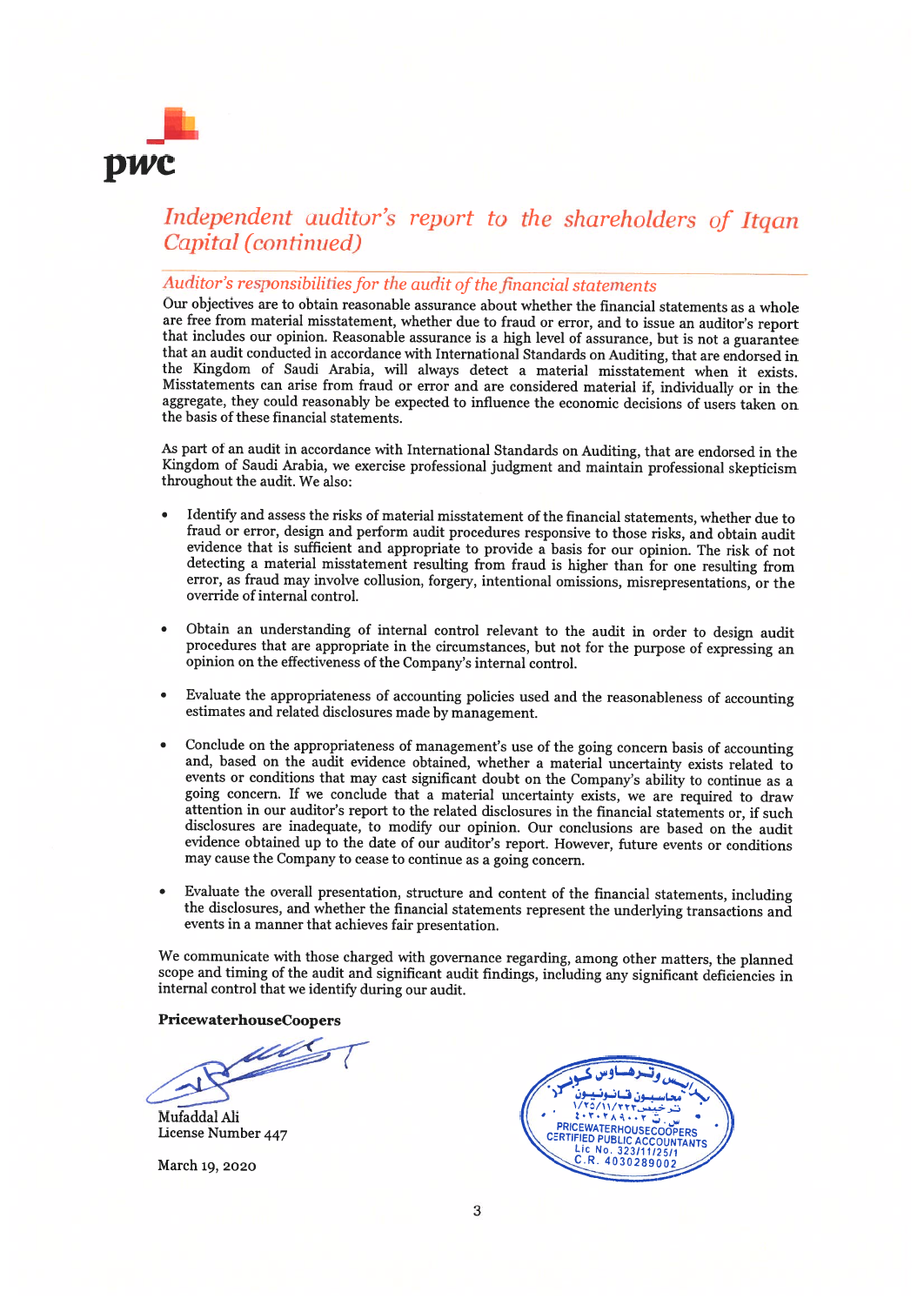# Independent auditor's report to the shareholders of Itqan Capital (continued)

## Auditor's responsibilities for the audit of the financial statements

Our objectives are to obtain reasonable assurance about whether the financial statements as a whole are free from material misstatement, whether due to fraud or error, and to issue an auditor's report that includes our opinion. Reasonable assurance is a high level of assurance, but is not a guarantee that an audit conducted in accordance with International Standards on Auditing, that are endorsed in the Kingdom of Saudi Arabia, will always detect a material misstatement when it exists. Misstatements can arise from fraud or error and are considered material if, individually or in the aggregate, they could reasonably be expected to influence the economic decisions of users taken on the basis of these financial statements.

As part of an audit in accordance with International Standards on Auditing, that are endorsed in the Kingdom of Saudi Arabia, we exercise professional judgment and maintain professional skepticism throughout the audit. We also:

- Identify and assess the risks of material misstatement of the financial statements, whether due to fraud or error, design and perform audit procedures responsive to those risks, and obtain audit evidence that is sufficient and appropriate to provide a basis for our opinion. The risk of not detecting a material misstatement resulting from fraud is higher than for one resulting from error, as fraud may involve collusion, forgery, intentional omissions, misrepresentations, or the override of internal control.

- Obtain an understanding of internal control relevant to the audit in order to design audit procedures that are appropriate in the circumstances, but not for the purpose of expressing an opinion on the effectiveness of the Company's internal control.

- Evaluate the appropriateness of accounting policies used and the reasonableness of accounting estimates and related disclosures made by management.

- Conclude on the appropriateness of management's use of the going concern basis of accounting and, based on the audit evidence obtained, whether a material uncertainty exists related to events or conditions that may cast significant doubt on the Company's ability to continue as a going concern. If we conclude that a material uncertainty exists, we are required to draw attention in our auditor's report to the related disclosures in the financial statements or, if such disclosures are inadequate, to modify our opinion. Our conclusions are based on the audit evidence obtained up to the date of our auditor's report. However, future events or conditions may cause the Company to cease to continue as a going concern.

- Evaluate the overall presentation, structure and content of the financial statements, including the disclosures, and whether the financial statements represent the underlying transactions and events in a manner that achieves fair presentation.

We communicate with those charged with governance regarding, among other matters, the planned scope and timing of the audit and significant audit findings, including any significant deficiencies in internal control that we identify during our audit.

**PricewaterhouseCoopers**

Mufaddal Ali
License Number 447

March 19, 2020

برايس وترهاوس كوبرز
محاسبون قانونيون
ترخيص ٣٢٣/١١/٢٥/١
س.ت ٤٠٣٠٢٨٩٠٠٢
PRICEWATERHOUSECOOPERS
CERTIFIED PUBLIC ACCOUNTANTS
Lic No. 323/11/25/1
C.R. 4030289002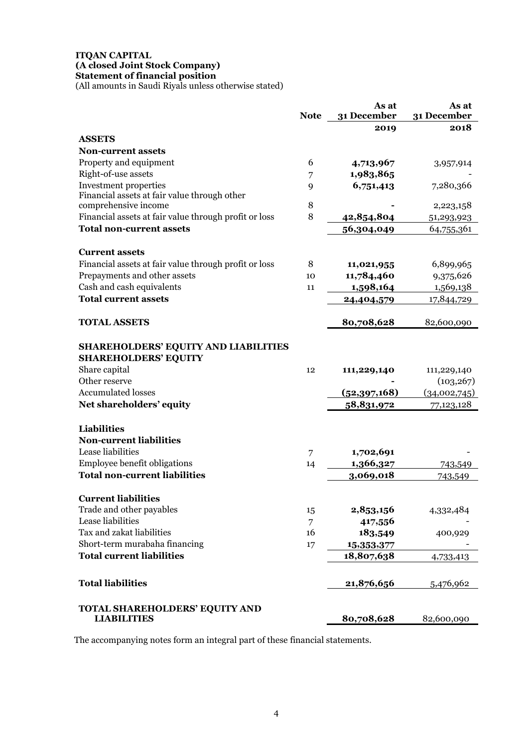**ITQAN CAPITAL**
**(A closed Joint Stock Company)**
**Statement of financial position**
(All amounts in Saudi Riyals unless otherwise stated)

| | Note | As at 31 December 2019 | As at 31 December 2018 |
|---|---|---|---|
| **ASSETS** | | | |
| **Non-current assets** | | | |
| Property and equipment | 6 | **4,713,967** | 3,957,914 |
| Right-of-use assets | 7 | **1,983,865** | - |
| Investment properties | 9 | **6,751,413** | 7,280,366 |
| Financial assets at fair value through other comprehensive income | 8 | **-** | 2,223,158 |
| Financial assets at fair value through profit or loss | 8 | **42,854,804** | 51,293,923 |
| **Total non-current assets** | | **56,304,049** | 64,755,361 |
| | | | |
| **Current assets** | | | |
| Financial assets at fair value through profit or loss | 8 | **11,021,955** | 6,899,965 |
| Prepayments and other assets | 10 | **11,784,460** | 9,375,626 |
| Cash and cash equivalents | 11 | **1,598,164** | 1,569,138 |
| **Total current assets** | | **24,404,579** | 17,844,729 |
| | | | |
| **TOTAL ASSETS** | | **80,708,628** | 82,600,090 |
| | | | |
| **SHAREHOLDERS' EQUITY AND LIABILITIES** | | | |
| **SHAREHOLDERS' EQUITY** | | | |
| Share capital | 12 | **111,229,140** | 111,229,140 |
| Other reserve | | **-** | (103,267) |
| Accumulated losses | | **(52,397,168)** | (34,002,745) |
| **Net shareholders' equity** | | **58,831,972** | 77,123,128 |
| | | | |
| **Liabilities** | | | |
| **Non-current liabilities** | | | |
| Lease liabilities | 7 | **1,702,691** | - |
| Employee benefit obligations | 14 | **1,366,327** | 743,549 |
| **Total non-current liabilities** | | **3,069,018** | 743,549 |
| | | | |
| **Current liabilities** | | | |
| Trade and other payables | 15 | **2,853,156** | 4,332,484 |
| Lease liabilities | 7 | **417,556** | - |
| Tax and zakat liabilities | 16 | **183,549** | 400,929 |
| Short-term murabaha financing | 17 | **15,353,377** | - |
| **Total current liabilities** | | **18,807,638** | 4,733,413 |
| | | | |
| **Total liabilities** | | **21,876,656** | 5,476,962 |
| | | | |
| **TOTAL SHAREHOLDERS' EQUITY AND LIABILITIES** | | **80,708,628** | 82,600,090 |

The accompanying notes form an integral part of these financial statements.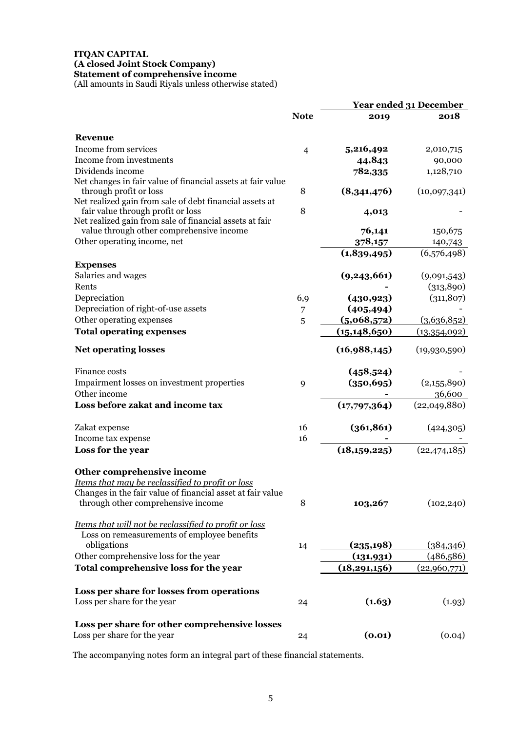**ITQAN CAPITAL**
**(A closed Joint Stock Company)**
**Statement of comprehensive income**
(All amounts in Saudi Riyals unless otherwise stated)

| | Note | Year ended 31 December 2019 | 2018 |
|---|---|---|---|
| **Revenue** | | | |
| Income from services | 4 | **5,216,492** | 2,010,715 |
| Income from investments | | **44,843** | 90,000 |
| Dividends income | | **782,335** | 1,128,710 |
| Net changes in fair value of financial assets at fair value through profit or loss | 8 | **(8,341,476)** | (10,097,341) |
| Net realized gain from sale of debt financial assets at fair value through profit or loss | 8 | **4,013** | - |
| Net realized gain from sale of financial assets at fair value through other comprehensive income | | **76,141** | 150,675 |
| Other operating income, net | | **378,157** | 140,743 |
| | | **(1,839,495)** | (6,576,498) |
| **Expenses** | | | |
| Salaries and wages | | **(9,243,661)** | (9,091,543) |
| Rents | | **-** | (313,890) |
| Depreciation | 6,9 | **(430,923)** | (311,807) |
| Depreciation of right-of-use assets | 7 | **(405,494)** | - |
| Other operating expenses | 5 | **(5,068,572)** | (3,636,852) |
| **Total operating expenses** | | **(15,148,650)** | (13,354,092) |
| **Net operating losses** | | **(16,988,145)** | (19,930,590) |
| Finance costs | | **(458,524)** | - |
| Impairment losses on investment properties | 9 | **(350,695)** | (2,155,890) |
| Other income | | **-** | 36,600 |
| **Loss before zakat and income tax** | | **(17,797,364)** | (22,049,880) |
| Zakat expense | 16 | **(361,861)** | (424,305) |
| Income tax expense | 16 | **-** | - |
| **Loss for the year** | | **(18,159,225)** | (22,474,185) |
| **Other comprehensive income** | | | |
| *Items that may be reclassified to profit or loss* | | | |
| Changes in the fair value of financial asset at fair value through other comprehensive income | 8 | **103,267** | (102,240) |
| *Items that will not be reclassified to profit or loss* | | | |
| Loss on remeasurements of employee benefits obligations | 14 | **(235,198)** | (384,346) |
| Other comprehensive loss for the year | | **(131,931)** | (486,586) |
| **Total comprehensive loss for the year** | | **(18,291,156)** | (22,960,771) |
| **Loss per share for losses from operations** | | | |
| Loss per share for the year | 24 | **(1.63)** | (1.93) |
| **Loss per share for other comprehensive losses** | | | |
| Loss per share for the year | 24 | **(0.01)** | (0.04) |

The accompanying notes form an integral part of these financial statements.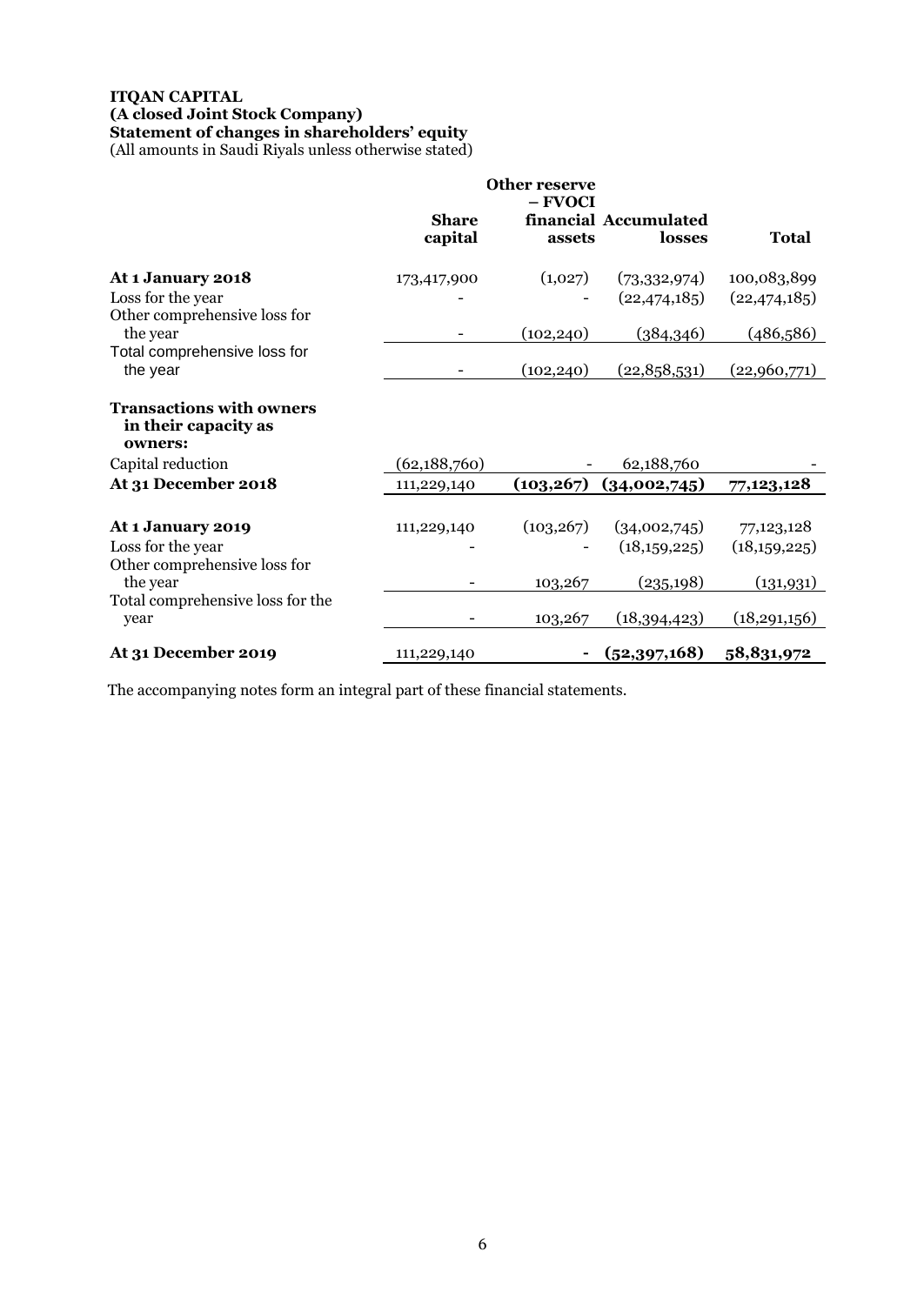**ITQAN CAPITAL**
**(A closed Joint Stock Company)**
**Statement of changes in shareholders' equity**
(All amounts in Saudi Riyals unless otherwise stated)

| | **Share capital** | **Other reserve – FVOCI financial assets** | **Accumulated losses** | **Total** |
|---|---|---|---|---|
| **At 1 January 2018** | 173,417,900 | (1,027) | (73,332,974) | 100,083,899 |
| Loss for the year | - | - | (22,474,185) | (22,474,185) |
| Other comprehensive loss for the year | - | (102,240) | (384,346) | (486,586) |
| Total comprehensive loss for the year | - | (102,240) | (22,858,531) | (22,960,771) |
| **Transactions with owners in their capacity as owners:** | | | | |
| Capital reduction | (62,188,760) | - | 62,188,760 | - |
| **At 31 December 2018** | 111,229,140 | **(103,267)** | **(34,002,745)** | **77,123,128** |
| **At 1 January 2019** | 111,229,140 | (103,267) | (34,002,745) | 77,123,128 |
| Loss for the year | - | - | (18,159,225) | (18,159,225) |
| Other comprehensive loss for the year | - | 103,267 | (235,198) | (131,931) |
| Total comprehensive loss for the year | - | 103,267 | (18,394,423) | (18,291,156) |
| **At 31 December 2019** | 111,229,140 | **-** | **(52,397,168)** | **58,831,972** |

The accompanying notes form an integral part of these financial statements.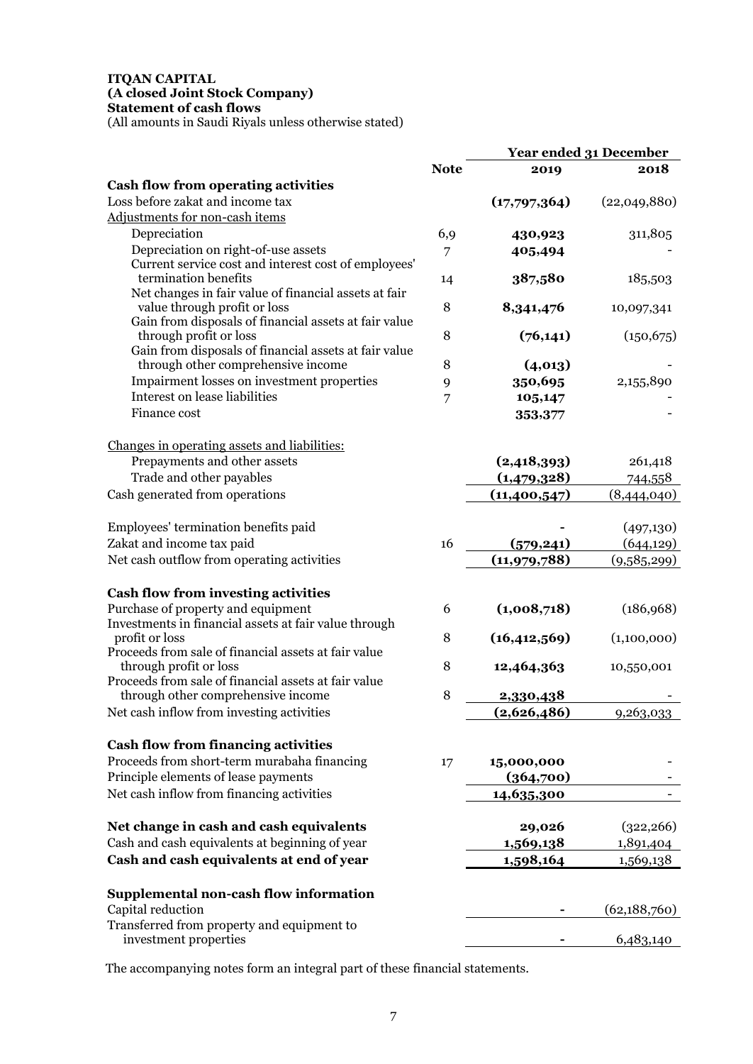**ITQAN CAPITAL**
**(A closed Joint Stock Company)**
**Statement of cash flows**
(All amounts in Saudi Riyals unless otherwise stated)

| | Note | Year ended 31 December 2019 | 2018 |
|---|---|---|---|
| **Cash flow from operating activities** | | | |
| Loss before zakat and income tax | | **(17,797,364)** | (22,049,880) |
| Adjustments for non-cash items | | | |
| Depreciation | 6,9 | **430,923** | 311,805 |
| Depreciation on right-of-use assets | 7 | **405,494** | - |
| Current service cost and interest cost of employees' termination benefits | 14 | **387,580** | 185,503 |
| Net changes in fair value of financial assets at fair value through profit or loss | 8 | **8,341,476** | 10,097,341 |
| Gain from disposals of financial assets at fair value through profit or loss | 8 | **(76,141)** | (150,675) |
| Gain from disposals of financial assets at fair value through other comprehensive income | 8 | **(4,013)** | - |
| Impairment losses on investment properties | 9 | **350,695** | 2,155,890 |
| Interest on lease liabilities | 7 | **105,147** | - |
| Finance cost | | **353,377** | - |
| Changes in operating assets and liabilities: | | | |
| Prepayments and other assets | | **(2,418,393)** | 261,418 |
| Trade and other payables | | **(1,479,328)** | 744,558 |
| Cash generated from operations | | **(11,400,547)** | (8,444,040) |
| Employees' termination benefits paid | | **-** | (497,130) |
| Zakat and income tax paid | 16 | **(579,241)** | (644,129) |
| Net cash outflow from operating activities | | **(11,979,788)** | (9,585,299) |
| **Cash flow from investing activities** | | | |
| Purchase of property and equipment | 6 | **(1,008,718)** | (186,968) |
| Investments in financial assets at fair value through profit or loss | 8 | **(16,412,569)** | (1,100,000) |
| Proceeds from sale of financial assets at fair value through profit or loss | 8 | **12,464,363** | 10,550,001 |
| Proceeds from sale of financial assets at fair value through other comprehensive income | 8 | **2,330,438** | - |
| Net cash inflow from investing activities | | **(2,626,486)** | 9,263,033 |
| **Cash flow from financing activities** | | | |
| Proceeds from short-term murabaha financing | 17 | **15,000,000** | - |
| Principle elements of lease payments | | **(364,700)** | - |
| Net cash inflow from financing activities | | **14,635,300** | - |
| **Net change in cash and cash equivalents** | | **29,026** | (322,266) |
| Cash and cash equivalents at beginning of year | | **1,569,138** | 1,891,404 |
| **Cash and cash equivalents at end of year** | | **1,598,164** | 1,569,138 |
| **Supplemental non-cash flow information** | | | |
| Capital reduction | | **-** | (62,188,760) |
| Transferred from property and equipment to investment properties | | **-** | 6,483,140 |

The accompanying notes form an integral part of these financial statements.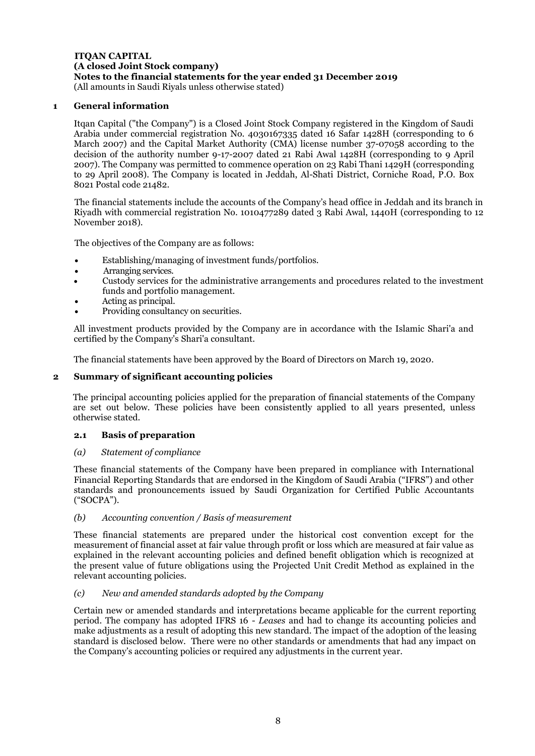**ITQAN CAPITAL**
**(A closed Joint Stock company)**
**Notes to the financial statements for the year ended 31 December 2019**
(All amounts in Saudi Riyals unless otherwise stated)

## 1 General information

Itqan Capital ("the Company") is a Closed Joint Stock Company registered in the Kingdom of Saudi Arabia under commercial registration No. 4030167335 dated 16 Safar 1428H (corresponding to 6 March 2007) and the Capital Market Authority (CMA) license number 37-07058 according to the decision of the authority number 9-17-2007 dated 21 Rabi Awal 1428H (corresponding to 9 April 2007). The Company was permitted to commence operation on 23 Rabi Thani 1429H (corresponding to 29 April 2008). The Company is located in Jeddah, Al-Shati District, Corniche Road, P.O. Box 8021 Postal code 21482.

The financial statements include the accounts of the Company's head office in Jeddah and its branch in Riyadh with commercial registration No. 1010477289 dated 3 Rabi Awal, 1440H (corresponding to 12 November 2018).

The objectives of the Company are as follows:

- Establishing/managing of investment funds/portfolios.
- Arranging services.
- Custody services for the administrative arrangements and procedures related to the investment funds and portfolio management.
- Acting as principal.
- Providing consultancy on securities.

All investment products provided by the Company are in accordance with the Islamic Shari'a and certified by the Company's Shari'a consultant.

The financial statements have been approved by the Board of Directors on March 19, 2020.

## 2 Summary of significant accounting policies

The principal accounting policies applied for the preparation of financial statements of the Company are set out below. These policies have been consistently applied to all years presented, unless otherwise stated.

### 2.1 Basis of preparation

*(a) Statement of compliance*

These financial statements of the Company have been prepared in compliance with International Financial Reporting Standards that are endorsed in the Kingdom of Saudi Arabia ("IFRS") and other standards and pronouncements issued by Saudi Organization for Certified Public Accountants ("SOCPA").

*(b) Accounting convention / Basis of measurement*

These financial statements are prepared under the historical cost convention except for the measurement of financial asset at fair value through profit or loss which are measured at fair value as explained in the relevant accounting policies and defined benefit obligation which is recognized at the present value of future obligations using the Projected Unit Credit Method as explained in the relevant accounting policies.

*(c) New and amended standards adopted by the Company*

Certain new or amended standards and interpretations became applicable for the current reporting period. The company has adopted IFRS 16 - *Leases* and had to change its accounting policies and make adjustments as a result of adopting this new standard. The impact of the adoption of the leasing standard is disclosed below. There were no other standards or amendments that had any impact on the Company's accounting policies or required any adjustments in the current year.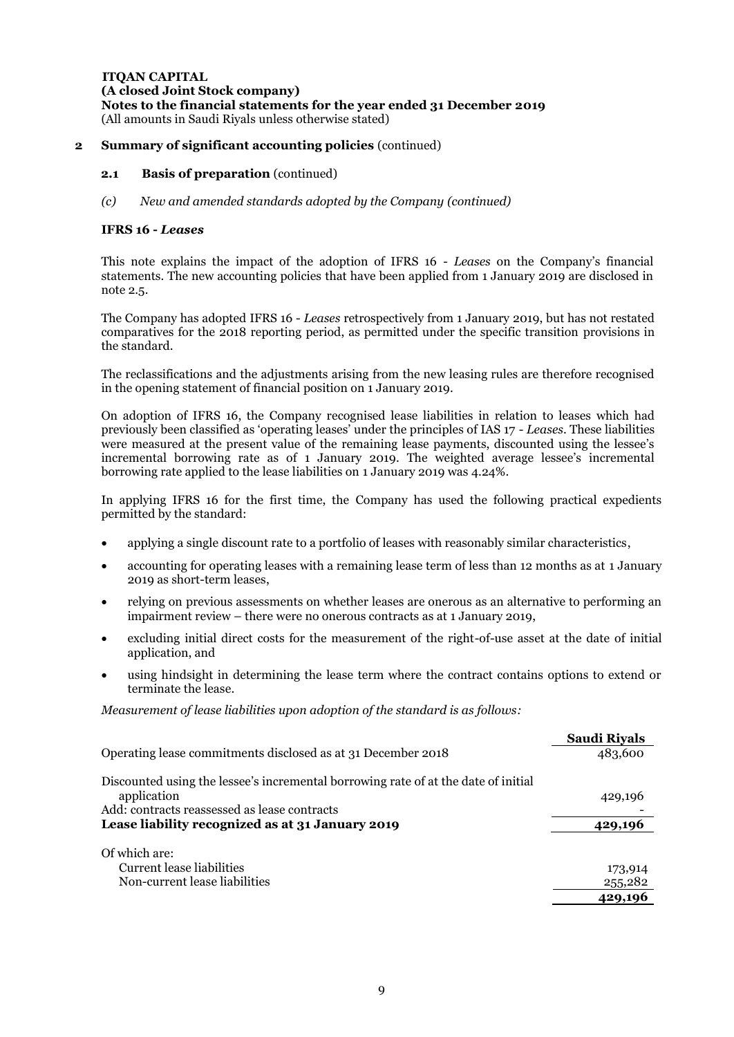**ITQAN CAPITAL**
**(A closed Joint Stock company)**
**Notes to the financial statements for the year ended 31 December 2019**
(All amounts in Saudi Riyals unless otherwise stated)

## 2 Summary of significant accounting policies (continued)

### 2.1 Basis of preparation (continued)

*(c) New and amended standards adopted by the Company (continued)*

**IFRS 16 - *Leases***

This note explains the impact of the adoption of IFRS 16 - *Leases* on the Company's financial statements. The new accounting policies that have been applied from 1 January 2019 are disclosed in note 2.5.

The Company has adopted IFRS 16 - *Leases* retrospectively from 1 January 2019, but has not restated comparatives for the 2018 reporting period, as permitted under the specific transition provisions in the standard.

The reclassifications and the adjustments arising from the new leasing rules are therefore recognised in the opening statement of financial position on 1 January 2019.

On adoption of IFRS 16, the Company recognised lease liabilities in relation to leases which had previously been classified as 'operating leases' under the principles of IAS 17 - *Leases*. These liabilities were measured at the present value of the remaining lease payments, discounted using the lessee's incremental borrowing rate as of 1 January 2019. The weighted average lessee's incremental borrowing rate applied to the lease liabilities on 1 January 2019 was 4.24%.

In applying IFRS 16 for the first time, the Company has used the following practical expedients permitted by the standard:

- applying a single discount rate to a portfolio of leases with reasonably similar characteristics,
- accounting for operating leases with a remaining lease term of less than 12 months as at 1 January 2019 as short-term leases,
- relying on previous assessments on whether leases are onerous as an alternative to performing an impairment review – there were no onerous contracts as at 1 January 2019,
- excluding initial direct costs for the measurement of the right-of-use asset at the date of initial application, and
- using hindsight in determining the lease term where the contract contains options to extend or terminate the lease.

*Measurement of lease liabilities upon adoption of the standard is as follows:*

| | **Saudi Riyals** |
|---|---|
| Operating lease commitments disclosed as at 31 December 2018 | 483,600 |
| Discounted using the lessee's incremental borrowing rate of at the date of initial application | 429,196 |
| Add: contracts reassessed as lease contracts | - |
| **Lease liability recognized as at 31 January 2019** | **429,196** |
| Of which are: | |
| Current lease liabilities | 173,914 |
| Non-current lease liabilities | 255,282 |
| | **429,196** |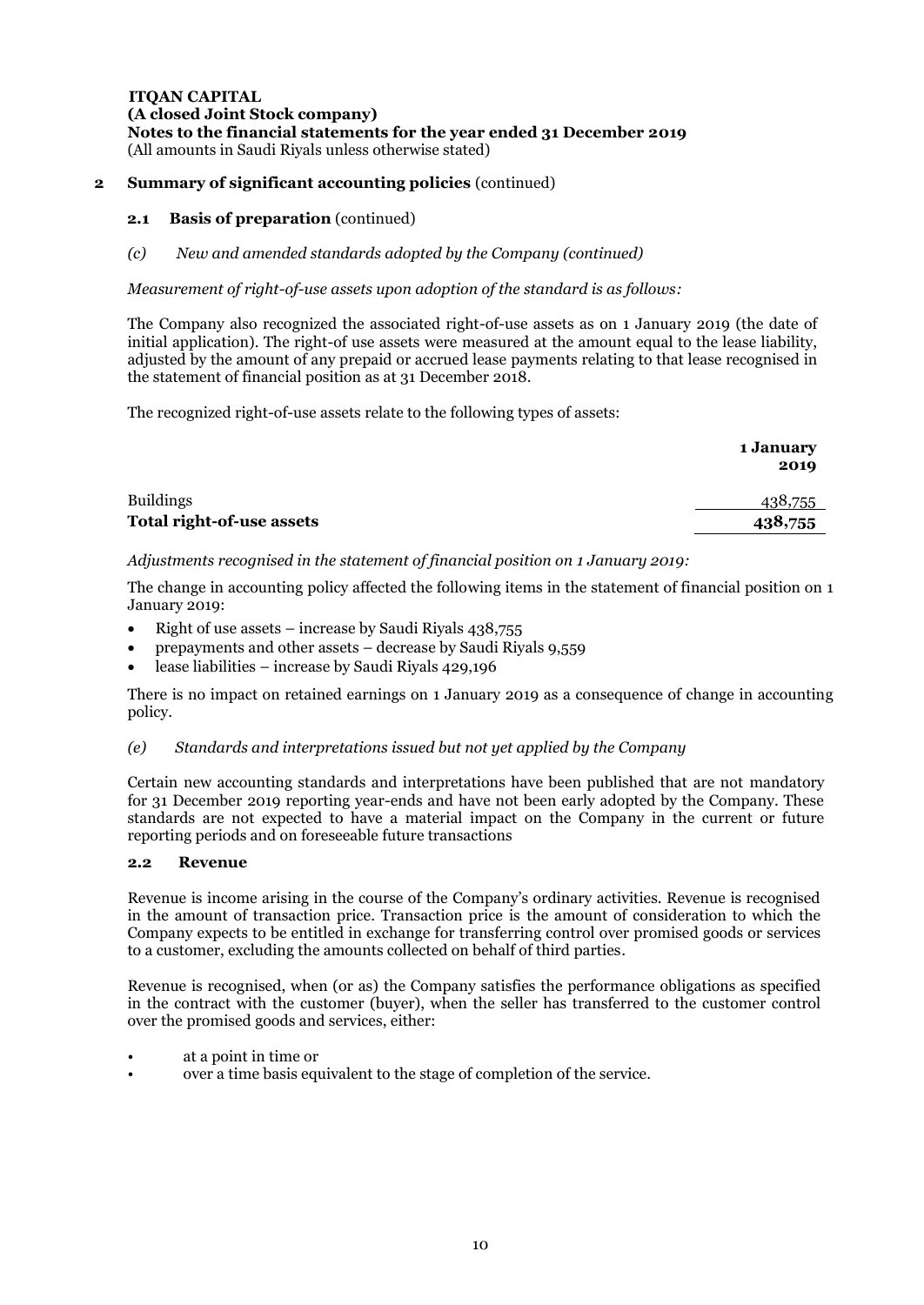**ITQAN CAPITAL**
**(A closed Joint Stock company)**
**Notes to the financial statements for the year ended 31 December 2019**
(All amounts in Saudi Riyals unless otherwise stated)

## 2 Summary of significant accounting policies (continued)

### 2.1 Basis of preparation (continued)

#### *(c) New and amended standards adopted by the Company (continued)*

*Measurement of right-of-use assets upon adoption of the standard is as follows:*

The Company also recognized the associated right-of-use assets as on 1 January 2019 (the date of initial application). The right-of use assets were measured at the amount equal to the lease liability, adjusted by the amount of any prepaid or accrued lease payments relating to that lease recognised in the statement of financial position as at 31 December 2018.

The recognized right-of-use assets relate to the following types of assets:

| | 1 January 2019 |
|---|---|
| Buildings | 438,755 |
| **Total right-of-use assets** | **438,755** |

*Adjustments recognised in the statement of financial position on 1 January 2019:*

The change in accounting policy affected the following items in the statement of financial position on 1 January 2019:

- Right of use assets – increase by Saudi Riyals 438,755
- prepayments and other assets – decrease by Saudi Riyals 9,559
- lease liabilities – increase by Saudi Riyals 429,196

There is no impact on retained earnings on 1 January 2019 as a consequence of change in accounting policy.

#### *(e) Standards and interpretations issued but not yet applied by the Company*

Certain new accounting standards and interpretations have been published that are not mandatory for 31 December 2019 reporting year-ends and have not been early adopted by the Company. These standards are not expected to have a material impact on the Company in the current or future reporting periods and on foreseeable future transactions

### 2.2 Revenue

Revenue is income arising in the course of the Company's ordinary activities. Revenue is recognised in the amount of transaction price. Transaction price is the amount of consideration to which the Company expects to be entitled in exchange for transferring control over promised goods or services to a customer, excluding the amounts collected on behalf of third parties.

Revenue is recognised, when (or as) the Company satisfies the performance obligations as specified in the contract with the customer (buyer), when the seller has transferred to the customer control over the promised goods and services, either:

- at a point in time or
- over a time basis equivalent to the stage of completion of the service.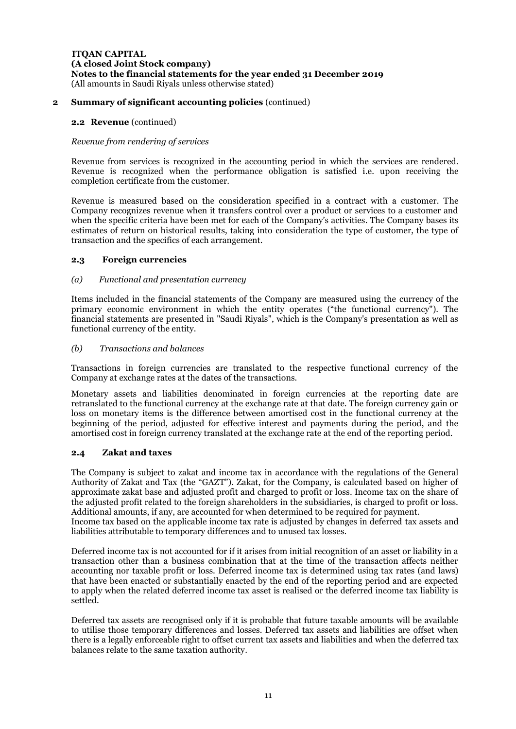## 2 Summary of significant accounting policies (continued)

### 2.2 Revenue (continued)

*Revenue from rendering of services*

Revenue from services is recognized in the accounting period in which the services are rendered. Revenue is recognized when the performance obligation is satisfied i.e. upon receiving the completion certificate from the customer.

Revenue is measured based on the consideration specified in a contract with a customer. The Company recognizes revenue when it transfers control over a product or services to a customer and when the specific criteria have been met for each of the Company's activities. The Company bases its estimates of return on historical results, taking into consideration the type of customer, the type of transaction and the specifics of each arrangement.

### 2.3 Foreign currencies

*(a) Functional and presentation currency*

Items included in the financial statements of the Company are measured using the currency of the primary economic environment in which the entity operates ("the functional currency"). The financial statements are presented in "Saudi Riyals", which is the Company's presentation as well as functional currency of the entity.

*(b) Transactions and balances*

Transactions in foreign currencies are translated to the respective functional currency of the Company at exchange rates at the dates of the transactions.

Monetary assets and liabilities denominated in foreign currencies at the reporting date are retranslated to the functional currency at the exchange rate at that date. The foreign currency gain or loss on monetary items is the difference between amortised cost in the functional currency at the beginning of the period, adjusted for effective interest and payments during the period, and the amortised cost in foreign currency translated at the exchange rate at the end of the reporting period.

### 2.4 Zakat and taxes

The Company is subject to zakat and income tax in accordance with the regulations of the General Authority of Zakat and Tax (the "GAZT"). Zakat, for the Company, is calculated based on higher of approximate zakat base and adjusted profit and charged to profit or loss. Income tax on the share of the adjusted profit related to the foreign shareholders in the subsidiaries, is charged to profit or loss. Additional amounts, if any, are accounted for when determined to be required for payment.
Income tax based on the applicable income tax rate is adjusted by changes in deferred tax assets and liabilities attributable to temporary differences and to unused tax losses.

Deferred income tax is not accounted for if it arises from initial recognition of an asset or liability in a transaction other than a business combination that at the time of the transaction affects neither accounting nor taxable profit or loss. Deferred income tax is determined using tax rates (and laws) that have been enacted or substantially enacted by the end of the reporting period and are expected to apply when the related deferred income tax asset is realised or the deferred income tax liability is settled.

Deferred tax assets are recognised only if it is probable that future taxable amounts will be available to utilise those temporary differences and losses. Deferred tax assets and liabilities are offset when there is a legally enforceable right to offset current tax assets and liabilities and when the deferred tax balances relate to the same taxation authority.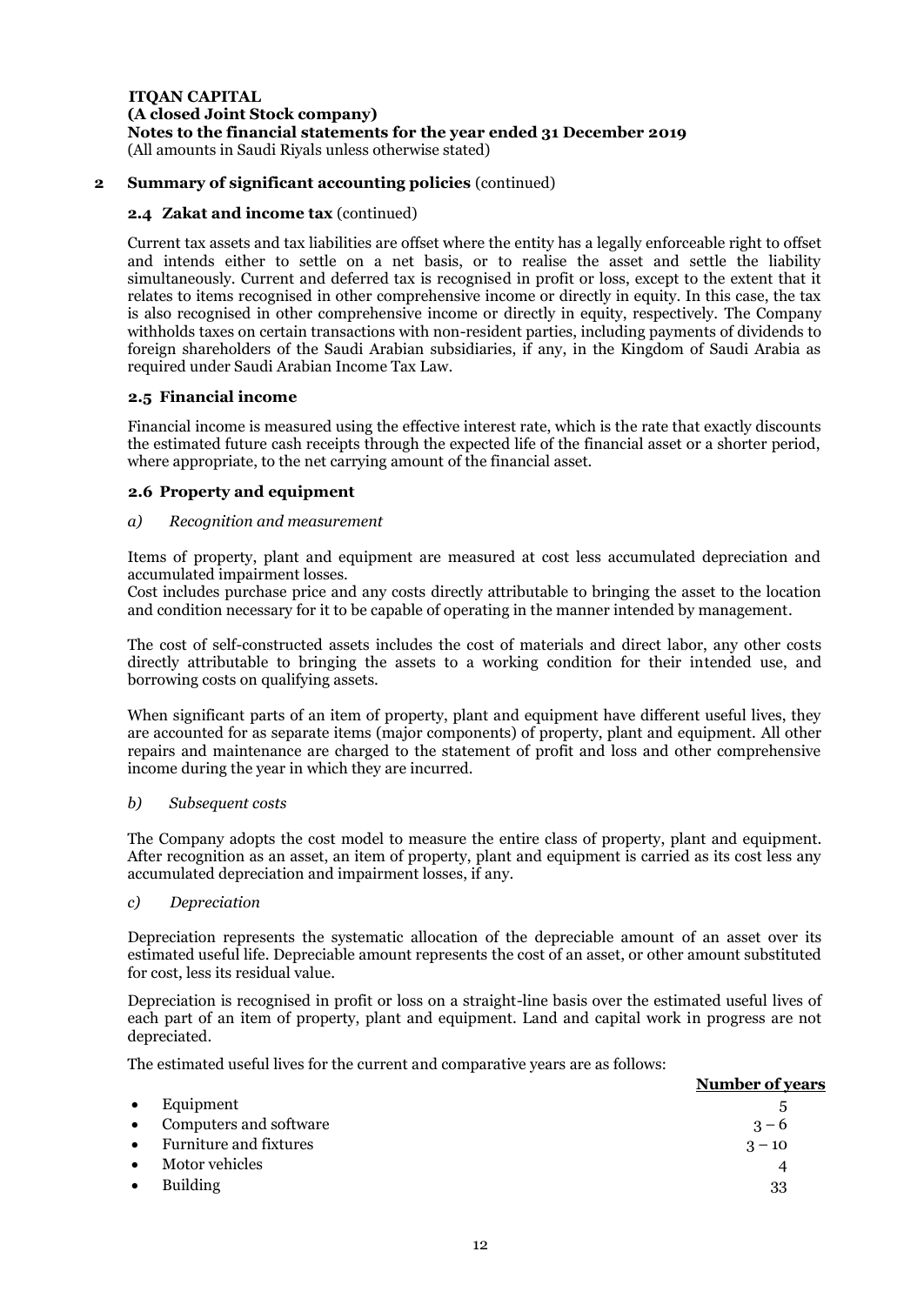**ITQAN CAPITAL**
**(A closed Joint Stock company)**
**Notes to the financial statements for the year ended 31 December 2019**
(All amounts in Saudi Riyals unless otherwise stated)

## 2 Summary of significant accounting policies (continued)

### 2.4 Zakat and income tax (continued)

Current tax assets and tax liabilities are offset where the entity has a legally enforceable right to offset and intends either to settle on a net basis, or to realise the asset and settle the liability simultaneously. Current and deferred tax is recognised in profit or loss, except to the extent that it relates to items recognised in other comprehensive income or directly in equity. In this case, the tax is also recognised in other comprehensive income or directly in equity, respectively. The Company withholds taxes on certain transactions with non-resident parties, including payments of dividends to foreign shareholders of the Saudi Arabian subsidiaries, if any, in the Kingdom of Saudi Arabia as required under Saudi Arabian Income Tax Law.

### 2.5 Financial income

Financial income is measured using the effective interest rate, which is the rate that exactly discounts the estimated future cash receipts through the expected life of the financial asset or a shorter period, where appropriate, to the net carrying amount of the financial asset.

### 2.6 Property and equipment

*a) Recognition and measurement*

Items of property, plant and equipment are measured at cost less accumulated depreciation and accumulated impairment losses.
Cost includes purchase price and any costs directly attributable to bringing the asset to the location and condition necessary for it to be capable of operating in the manner intended by management.

The cost of self-constructed assets includes the cost of materials and direct labor, any other costs directly attributable to bringing the assets to a working condition for their intended use, and borrowing costs on qualifying assets.

When significant parts of an item of property, plant and equipment have different useful lives, they are accounted for as separate items (major components) of property, plant and equipment. All other repairs and maintenance are charged to the statement of profit and loss and other comprehensive income during the year in which they are incurred.

*b) Subsequent costs*

The Company adopts the cost model to measure the entire class of property, plant and equipment. After recognition as an asset, an item of property, plant and equipment is carried as its cost less any accumulated depreciation and impairment losses, if any.

*c) Depreciation*

Depreciation represents the systematic allocation of the depreciable amount of an asset over its estimated useful life. Depreciable amount represents the cost of an asset, or other amount substituted for cost, less its residual value.

Depreciation is recognised in profit or loss on a straight-line basis over the estimated useful lives of each part of an item of property, plant and equipment. Land and capital work in progress are not depreciated.

The estimated useful lives for the current and comparative years are as follows:

| | **Number of years** |
|---|---|
| • Equipment | 5 |
| • Computers and software | 3 – 6 |
| • Furniture and fixtures | 3 – 10 |
| • Motor vehicles | 4 |
| • Building | 33 |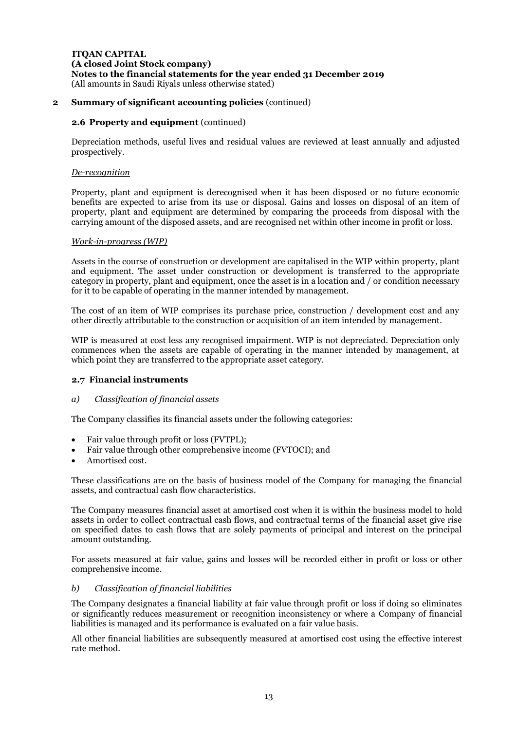## 2 Summary of significant accounting policies (continued)

### 2.6 Property and equipment (continued)

Depreciation methods, useful lives and residual values are reviewed at least annually and adjusted prospectively.

*De-recognition*

Property, plant and equipment is derecognised when it has been disposed or no future economic benefits are expected to arise from its use or disposal. Gains and losses on disposal of an item of property, plant and equipment are determined by comparing the proceeds from disposal with the carrying amount of the disposed assets, and are recognised net within other income in profit or loss.

*Work-in-progress (WIP)*

Assets in the course of construction or development are capitalised in the WIP within property, plant and equipment. The asset under construction or development is transferred to the appropriate category in property, plant and equipment, once the asset is in a location and / or condition necessary for it to be capable of operating in the manner intended by management.

The cost of an item of WIP comprises its purchase price, construction / development cost and any other directly attributable to the construction or acquisition of an item intended by management.

WIP is measured at cost less any recognised impairment. WIP is not depreciated. Depreciation only commences when the assets are capable of operating in the manner intended by management, at which point they are transferred to the appropriate asset category.

### 2.7 Financial instruments

*a) Classification of financial assets*

The Company classifies its financial assets under the following categories:

- Fair value through profit or loss (FVTPL);
- Fair value through other comprehensive income (FVTOCI); and
- Amortised cost.

These classifications are on the basis of business model of the Company for managing the financial assets, and contractual cash flow characteristics.

The Company measures financial asset at amortised cost when it is within the business model to hold assets in order to collect contractual cash flows, and contractual terms of the financial asset give rise on specified dates to cash flows that are solely payments of principal and interest on the principal amount outstanding.

For assets measured at fair value, gains and losses will be recorded either in profit or loss or other comprehensive income.

*b) Classification of financial liabilities*

The Company designates a financial liability at fair value through profit or loss if doing so eliminates or significantly reduces measurement or recognition inconsistency or where a Company of financial liabilities is managed and its performance is evaluated on a fair value basis.

All other financial liabilities are subsequently measured at amortised cost using the effective interest rate method.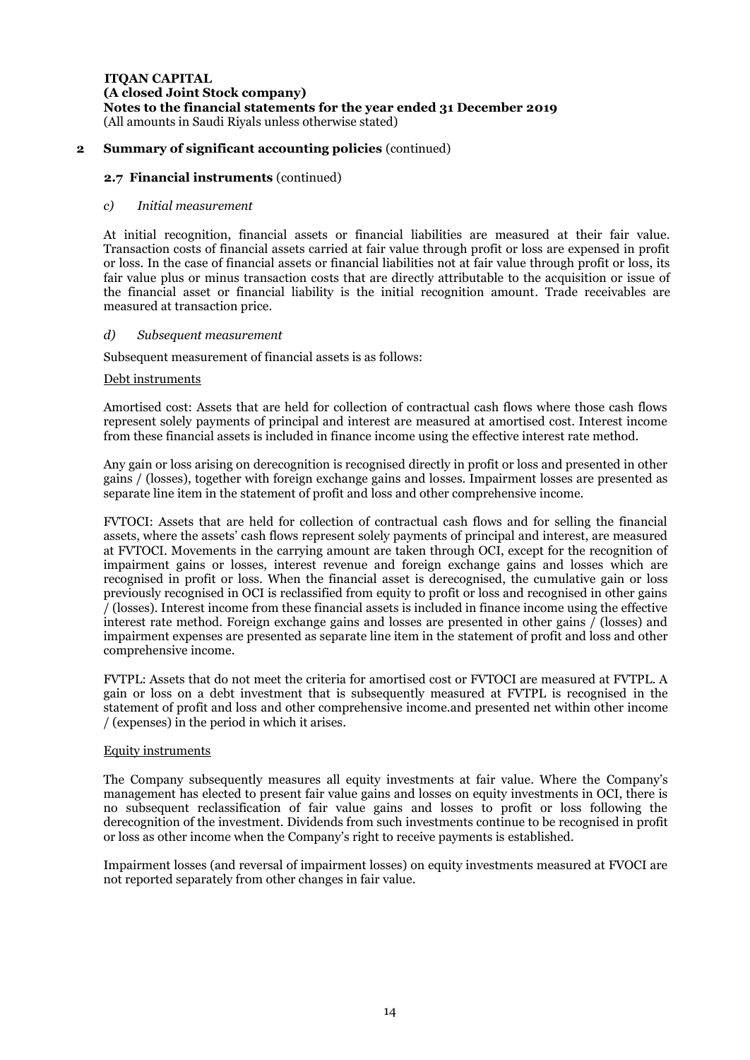## 2 Summary of significant accounting policies (continued)

### 2.7 Financial instruments (continued)

*c) Initial measurement*

At initial recognition, financial assets or financial liabilities are measured at their fair value. Transaction costs of financial assets carried at fair value through profit or loss are expensed in profit or loss. In the case of financial assets or financial liabilities not at fair value through profit or loss, its fair value plus or minus transaction costs that are directly attributable to the acquisition or issue of the financial asset or financial liability is the initial recognition amount. Trade receivables are measured at transaction price.

*d) Subsequent measurement*

Subsequent measurement of financial assets is as follows:

Debt instruments

Amortised cost: Assets that are held for collection of contractual cash flows where those cash flows represent solely payments of principal and interest are measured at amortised cost. Interest income from these financial assets is included in finance income using the effective interest rate method.

Any gain or loss arising on derecognition is recognised directly in profit or loss and presented in other gains / (losses), together with foreign exchange gains and losses. Impairment losses are presented as separate line item in the statement of profit and loss and other comprehensive income.

FVTOCI: Assets that are held for collection of contractual cash flows and for selling the financial assets, where the assets' cash flows represent solely payments of principal and interest, are measured at FVTOCI. Movements in the carrying amount are taken through OCI, except for the recognition of impairment gains or losses, interest revenue and foreign exchange gains and losses which are recognised in profit or loss. When the financial asset is derecognised, the cumulative gain or loss previously recognised in OCI is reclassified from equity to profit or loss and recognised in other gains / (losses). Interest income from these financial assets is included in finance income using the effective interest rate method. Foreign exchange gains and losses are presented in other gains / (losses) and impairment expenses are presented as separate line item in the statement of profit and loss and other comprehensive income.

FVTPL: Assets that do not meet the criteria for amortised cost or FVTOCI are measured at FVTPL. A gain or loss on a debt investment that is subsequently measured at FVTPL is recognised in the statement of profit and loss and other comprehensive income.and presented net within other income / (expenses) in the period in which it arises.

Equity instruments

The Company subsequently measures all equity investments at fair value. Where the Company's management has elected to present fair value gains and losses on equity investments in OCI, there is no subsequent reclassification of fair value gains and losses to profit or loss following the derecognition of the investment. Dividends from such investments continue to be recognised in profit or loss as other income when the Company's right to receive payments is established.

Impairment losses (and reversal of impairment losses) on equity investments measured at FVOCI are not reported separately from other changes in fair value.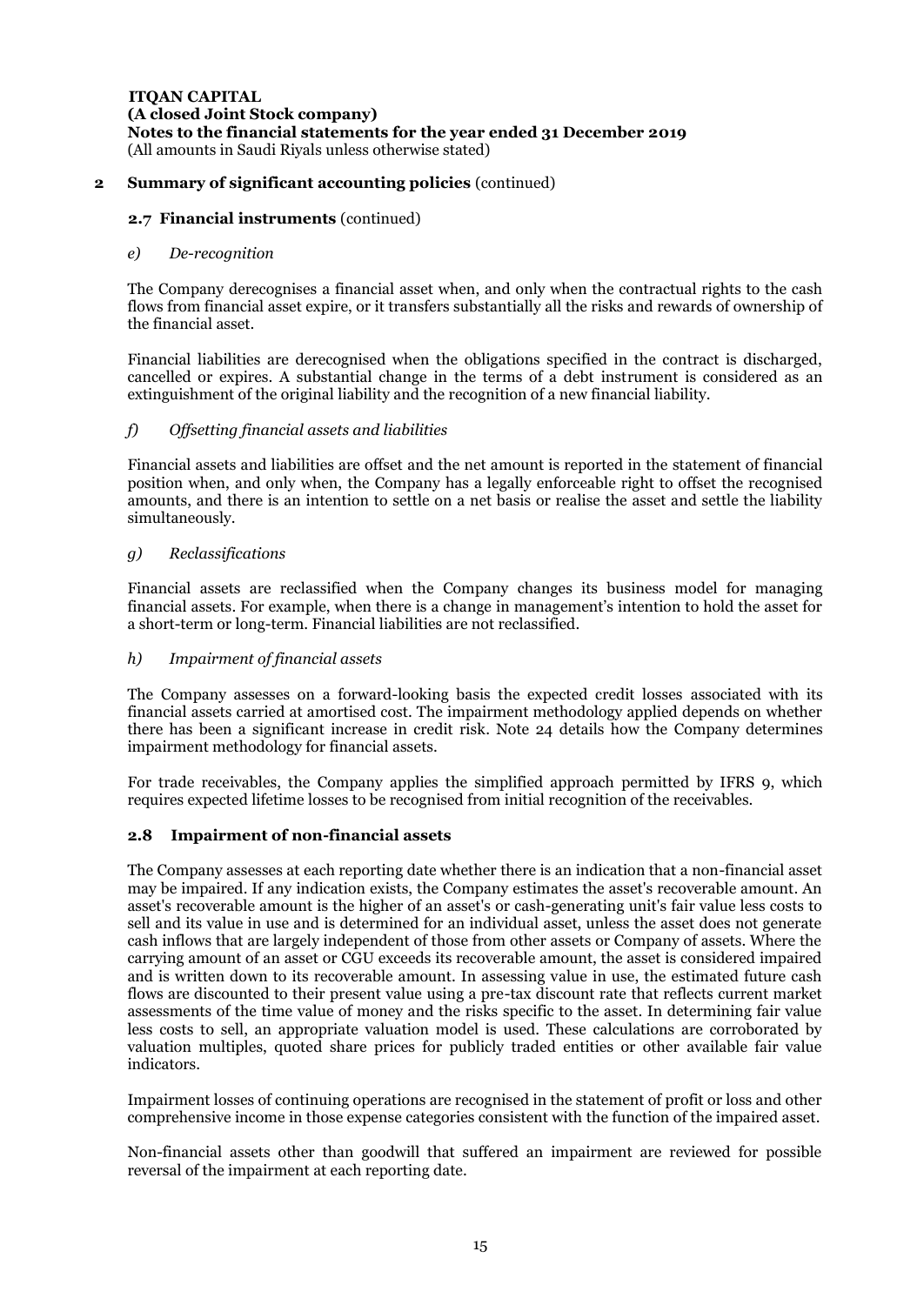**ITQAN CAPITAL**
**(A closed Joint Stock company)**
**Notes to the financial statements for the year ended 31 December 2019**
(All amounts in Saudi Riyals unless otherwise stated)

## 2 Summary of significant accounting policies (continued)

### 2.7 Financial instruments (continued)

*e) De-recognition*

The Company derecognises a financial asset when, and only when the contractual rights to the cash flows from financial asset expire, or it transfers substantially all the risks and rewards of ownership of the financial asset.

Financial liabilities are derecognised when the obligations specified in the contract is discharged, cancelled or expires. A substantial change in the terms of a debt instrument is considered as an extinguishment of the original liability and the recognition of a new financial liability.

*f) Offsetting financial assets and liabilities*

Financial assets and liabilities are offset and the net amount is reported in the statement of financial position when, and only when, the Company has a legally enforceable right to offset the recognised amounts, and there is an intention to settle on a net basis or realise the asset and settle the liability simultaneously.

*g) Reclassifications*

Financial assets are reclassified when the Company changes its business model for managing financial assets. For example, when there is a change in management's intention to hold the asset for a short-term or long-term. Financial liabilities are not reclassified.

*h) Impairment of financial assets*

The Company assesses on a forward-looking basis the expected credit losses associated with its financial assets carried at amortised cost. The impairment methodology applied depends on whether there has been a significant increase in credit risk. Note 24 details how the Company determines impairment methodology for financial assets.

For trade receivables, the Company applies the simplified approach permitted by IFRS 9, which requires expected lifetime losses to be recognised from initial recognition of the receivables.

### 2.8 Impairment of non-financial assets

The Company assesses at each reporting date whether there is an indication that a non-financial asset may be impaired. If any indication exists, the Company estimates the asset's recoverable amount. An asset's recoverable amount is the higher of an asset's or cash-generating unit's fair value less costs to sell and its value in use and is determined for an individual asset, unless the asset does not generate cash inflows that are largely independent of those from other assets or Company of assets. Where the carrying amount of an asset or CGU exceeds its recoverable amount, the asset is considered impaired and is written down to its recoverable amount. In assessing value in use, the estimated future cash flows are discounted to their present value using a pre-tax discount rate that reflects current market assessments of the time value of money and the risks specific to the asset. In determining fair value less costs to sell, an appropriate valuation model is used. These calculations are corroborated by valuation multiples, quoted share prices for publicly traded entities or other available fair value indicators.

Impairment losses of continuing operations are recognised in the statement of profit or loss and other comprehensive income in those expense categories consistent with the function of the impaired asset.

Non-financial assets other than goodwill that suffered an impairment are reviewed for possible reversal of the impairment at each reporting date.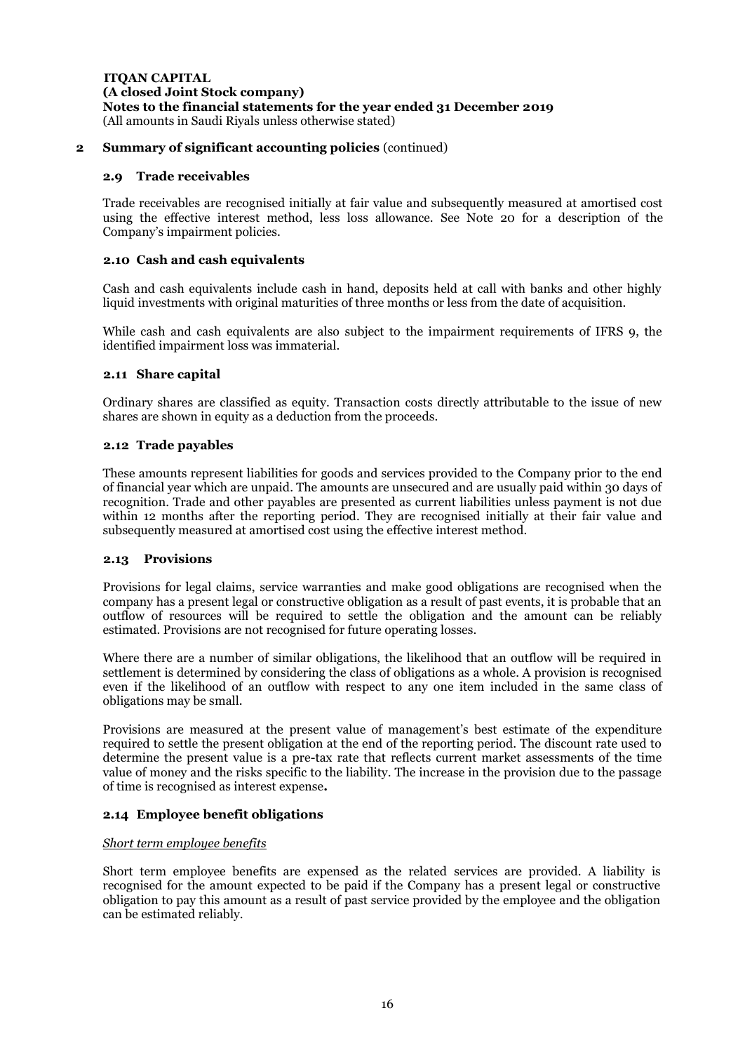## 2 Summary of significant accounting policies (continued)

### 2.9 Trade receivables

Trade receivables are recognised initially at fair value and subsequently measured at amortised cost using the effective interest method, less loss allowance. See Note 20 for a description of the Company's impairment policies.

### 2.10 Cash and cash equivalents

Cash and cash equivalents include cash in hand, deposits held at call with banks and other highly liquid investments with original maturities of three months or less from the date of acquisition.

While cash and cash equivalents are also subject to the impairment requirements of IFRS 9, the identified impairment loss was immaterial.

### 2.11 Share capital

Ordinary shares are classified as equity. Transaction costs directly attributable to the issue of new shares are shown in equity as a deduction from the proceeds.

### 2.12 Trade payables

These amounts represent liabilities for goods and services provided to the Company prior to the end of financial year which are unpaid. The amounts are unsecured and are usually paid within 30 days of recognition. Trade and other payables are presented as current liabilities unless payment is not due within 12 months after the reporting period. They are recognised initially at their fair value and subsequently measured at amortised cost using the effective interest method.

### 2.13 Provisions

Provisions for legal claims, service warranties and make good obligations are recognised when the company has a present legal or constructive obligation as a result of past events, it is probable that an outflow of resources will be required to settle the obligation and the amount can be reliably estimated. Provisions are not recognised for future operating losses.

Where there are a number of similar obligations, the likelihood that an outflow will be required in settlement is determined by considering the class of obligations as a whole. A provision is recognised even if the likelihood of an outflow with respect to any one item included in the same class of obligations may be small.

Provisions are measured at the present value of management's best estimate of the expenditure required to settle the present obligation at the end of the reporting period. The discount rate used to determine the present value is a pre-tax rate that reflects current market assessments of the time value of money and the risks specific to the liability. The increase in the provision due to the passage of time is recognised as interest expense**.**

### 2.14 Employee benefit obligations

*Short term employee benefits*

Short term employee benefits are expensed as the related services are provided. A liability is recognised for the amount expected to be paid if the Company has a present legal or constructive obligation to pay this amount as a result of past service provided by the employee and the obligation can be estimated reliably.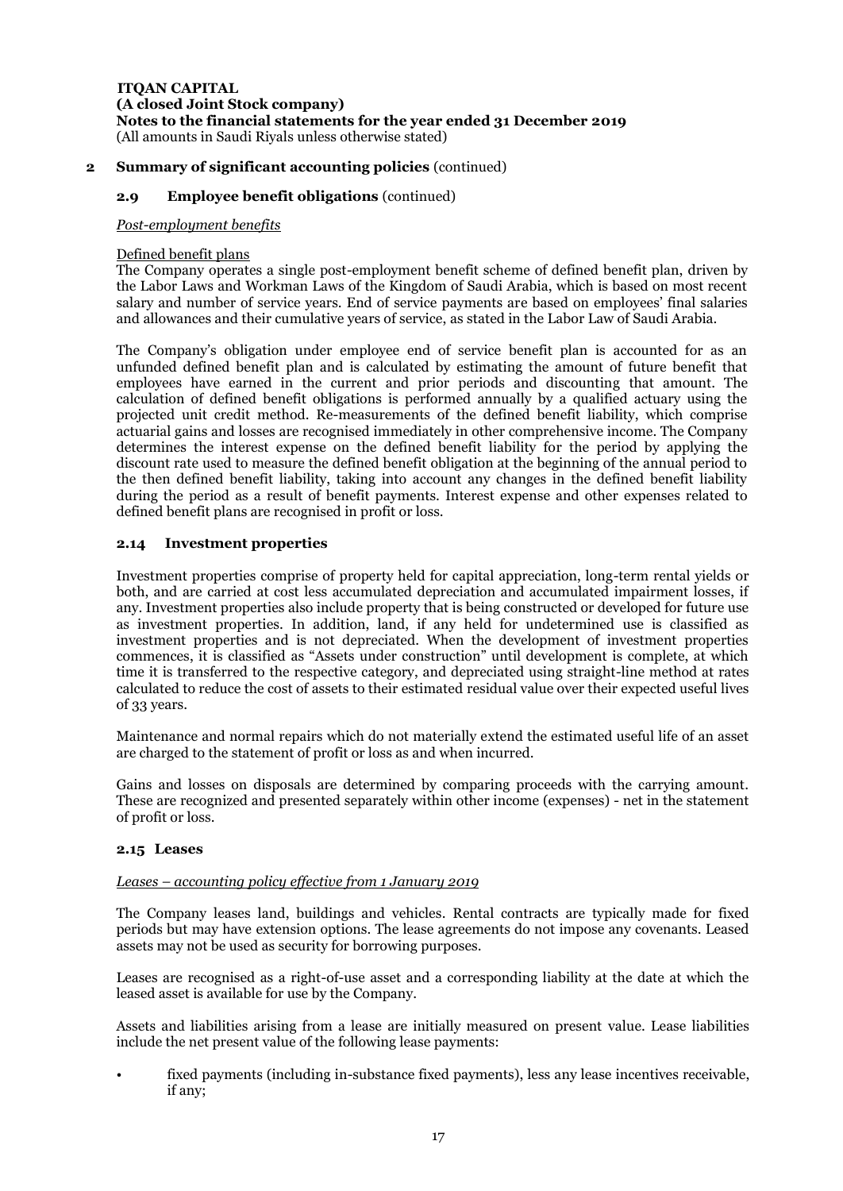**ITQAN CAPITAL**
**(A closed Joint Stock company)**
**Notes to the financial statements for the year ended 31 December 2019**
(All amounts in Saudi Riyals unless otherwise stated)

## 2 Summary of significant accounting policies (continued)

### 2.9 Employee benefit obligations (continued)

*Post-employment benefits*

Defined benefit plans

The Company operates a single post-employment benefit scheme of defined benefit plan, driven by the Labor Laws and Workman Laws of the Kingdom of Saudi Arabia, which is based on most recent salary and number of service years. End of service payments are based on employees' final salaries and allowances and their cumulative years of service, as stated in the Labor Law of Saudi Arabia.

The Company's obligation under employee end of service benefit plan is accounted for as an unfunded defined benefit plan and is calculated by estimating the amount of future benefit that employees have earned in the current and prior periods and discounting that amount. The calculation of defined benefit obligations is performed annually by a qualified actuary using the projected unit credit method. Re-measurements of the defined benefit liability, which comprise actuarial gains and losses are recognised immediately in other comprehensive income. The Company determines the interest expense on the defined benefit liability for the period by applying the discount rate used to measure the defined benefit obligation at the beginning of the annual period to the then defined benefit liability, taking into account any changes in the defined benefit liability during the period as a result of benefit payments. Interest expense and other expenses related to defined benefit plans are recognised in profit or loss.

### 2.14 Investment properties

Investment properties comprise of property held for capital appreciation, long-term rental yields or both, and are carried at cost less accumulated depreciation and accumulated impairment losses, if any. Investment properties also include property that is being constructed or developed for future use as investment properties. In addition, land, if any held for undetermined use is classified as investment properties and is not depreciated. When the development of investment properties commences, it is classified as "Assets under construction" until development is complete, at which time it is transferred to the respective category, and depreciated using straight-line method at rates calculated to reduce the cost of assets to their estimated residual value over their expected useful lives of 33 years.

Maintenance and normal repairs which do not materially extend the estimated useful life of an asset are charged to the statement of profit or loss as and when incurred.

Gains and losses on disposals are determined by comparing proceeds with the carrying amount. These are recognized and presented separately within other income (expenses) - net in the statement of profit or loss.

### 2.15 Leases

*Leases – accounting policy effective from 1 January 2019*

The Company leases land, buildings and vehicles. Rental contracts are typically made for fixed periods but may have extension options. The lease agreements do not impose any covenants. Leased assets may not be used as security for borrowing purposes.

Leases are recognised as a right-of-use asset and a corresponding liability at the date at which the leased asset is available for use by the Company.

Assets and liabilities arising from a lease are initially measured on present value. Lease liabilities include the net present value of the following lease payments:

- fixed payments (including in-substance fixed payments), less any lease incentives receivable, if any;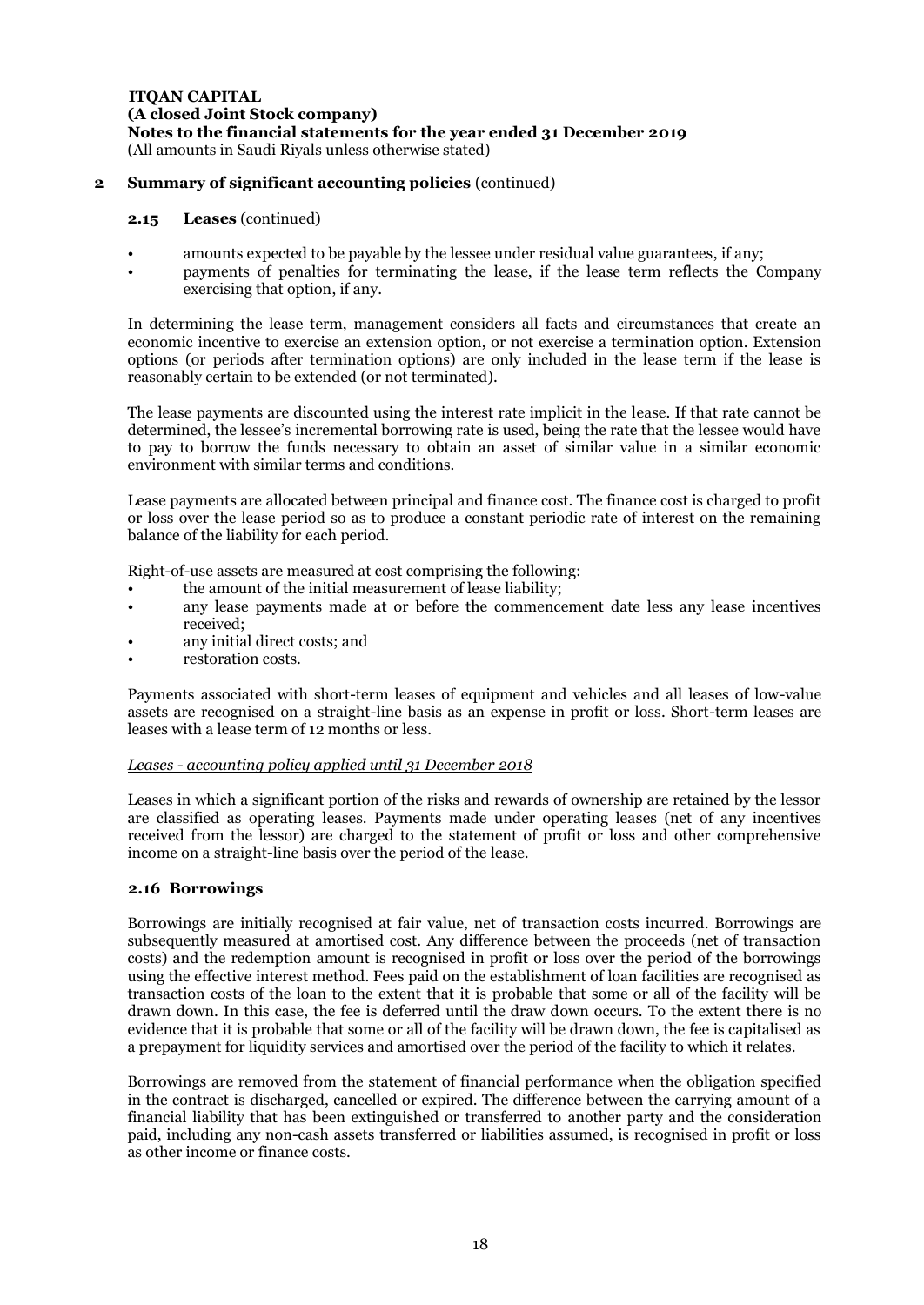## 2 Summary of significant accounting policies (continued)

### 2.15 Leases (continued)

- amounts expected to be payable by the lessee under residual value guarantees, if any;
- payments of penalties for terminating the lease, if the lease term reflects the Company exercising that option, if any.

In determining the lease term, management considers all facts and circumstances that create an economic incentive to exercise an extension option, or not exercise a termination option. Extension options (or periods after termination options) are only included in the lease term if the lease is reasonably certain to be extended (or not terminated).

The lease payments are discounted using the interest rate implicit in the lease. If that rate cannot be determined, the lessee's incremental borrowing rate is used, being the rate that the lessee would have to pay to borrow the funds necessary to obtain an asset of similar value in a similar economic environment with similar terms and conditions.

Lease payments are allocated between principal and finance cost. The finance cost is charged to profit or loss over the lease period so as to produce a constant periodic rate of interest on the remaining balance of the liability for each period.

Right-of-use assets are measured at cost comprising the following:

- the amount of the initial measurement of lease liability;
- any lease payments made at or before the commencement date less any lease incentives received;
- any initial direct costs; and
- restoration costs.

Payments associated with short-term leases of equipment and vehicles and all leases of low-value assets are recognised on a straight-line basis as an expense in profit or loss. Short-term leases are leases with a lease term of 12 months or less.

*Leases - accounting policy applied until 31 December 2018*

Leases in which a significant portion of the risks and rewards of ownership are retained by the lessor are classified as operating leases. Payments made under operating leases (net of any incentives received from the lessor) are charged to the statement of profit or loss and other comprehensive income on a straight-line basis over the period of the lease.

### 2.16 Borrowings

Borrowings are initially recognised at fair value, net of transaction costs incurred. Borrowings are subsequently measured at amortised cost. Any difference between the proceeds (net of transaction costs) and the redemption amount is recognised in profit or loss over the period of the borrowings using the effective interest method. Fees paid on the establishment of loan facilities are recognised as transaction costs of the loan to the extent that it is probable that some or all of the facility will be drawn down. In this case, the fee is deferred until the draw down occurs. To the extent there is no evidence that it is probable that some or all of the facility will be drawn down, the fee is capitalised as a prepayment for liquidity services and amortised over the period of the facility to which it relates.

Borrowings are removed from the statement of financial performance when the obligation specified in the contract is discharged, cancelled or expired. The difference between the carrying amount of a financial liability that has been extinguished or transferred to another party and the consideration paid, including any non-cash assets transferred or liabilities assumed, is recognised in profit or loss as other income or finance costs.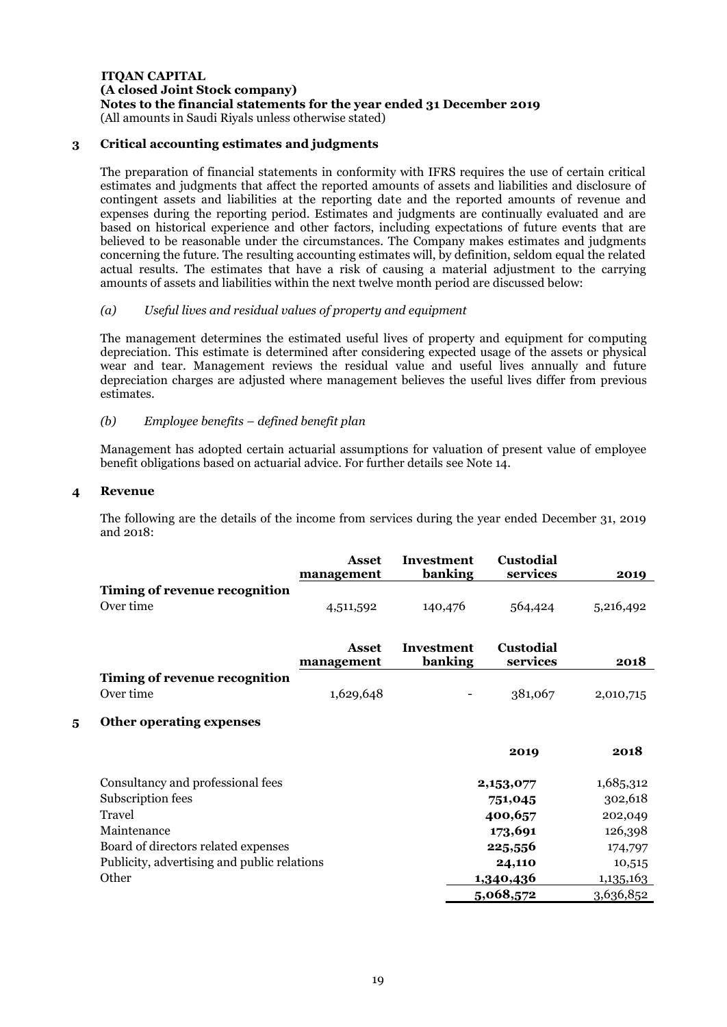**ITQAN CAPITAL**
**(A closed Joint Stock company)**
**Notes to the financial statements for the year ended 31 December 2019**
(All amounts in Saudi Riyals unless otherwise stated)

## 3 Critical accounting estimates and judgments

The preparation of financial statements in conformity with IFRS requires the use of certain critical estimates and judgments that affect the reported amounts of assets and liabilities and disclosure of contingent assets and liabilities at the reporting date and the reported amounts of revenue and expenses during the reporting period. Estimates and judgments are continually evaluated and are based on historical experience and other factors, including expectations of future events that are believed to be reasonable under the circumstances. The Company makes estimates and judgments concerning the future. The resulting accounting estimates will, by definition, seldom equal the related actual results. The estimates that have a risk of causing a material adjustment to the carrying amounts of assets and liabilities within the next twelve month period are discussed below:

### *(a) Useful lives and residual values of property and equipment*

The management determines the estimated useful lives of property and equipment for computing depreciation. This estimate is determined after considering expected usage of the assets or physical wear and tear. Management reviews the residual value and useful lives annually and future depreciation charges are adjusted where management believes the useful lives differ from previous estimates.

### *(b) Employee benefits – defined benefit plan*

Management has adopted certain actuarial assumptions for valuation of present value of employee benefit obligations based on actuarial advice. For further details see Note 14.

## 4 Revenue

The following are the details of the income from services during the year ended December 31, 2019 and 2018:

| | Asset management | Investment banking | Custodial services | 2019 |
|---|---|---|---|---|
| **Timing of revenue recognition** | | | | |
| Over time | 4,511,592 | 140,476 | 564,424 | 5,216,492 |

| | Asset management | Investment banking | Custodial services | 2018 |
|---|---|---|---|---|
| **Timing of revenue recognition** | | | | |
| Over time | 1,629,648 | - | 381,067 | 2,010,715 |

## 5 Other operating expenses

| | 2019 | 2018 |
|---|---|---|
| Consultancy and professional fees | **2,153,077** | 1,685,312 |
| Subscription fees | **751,045** | 302,618 |
| Travel | **400,657** | 202,049 |
| Maintenance | **173,691** | 126,398 |
| Board of directors related expenses | **225,556** | 174,797 |
| Publicity, advertising and public relations | **24,110** | 10,515 |
| Other | **1,340,436** | 1,135,163 |
| | **5,068,572** | 3,636,852 |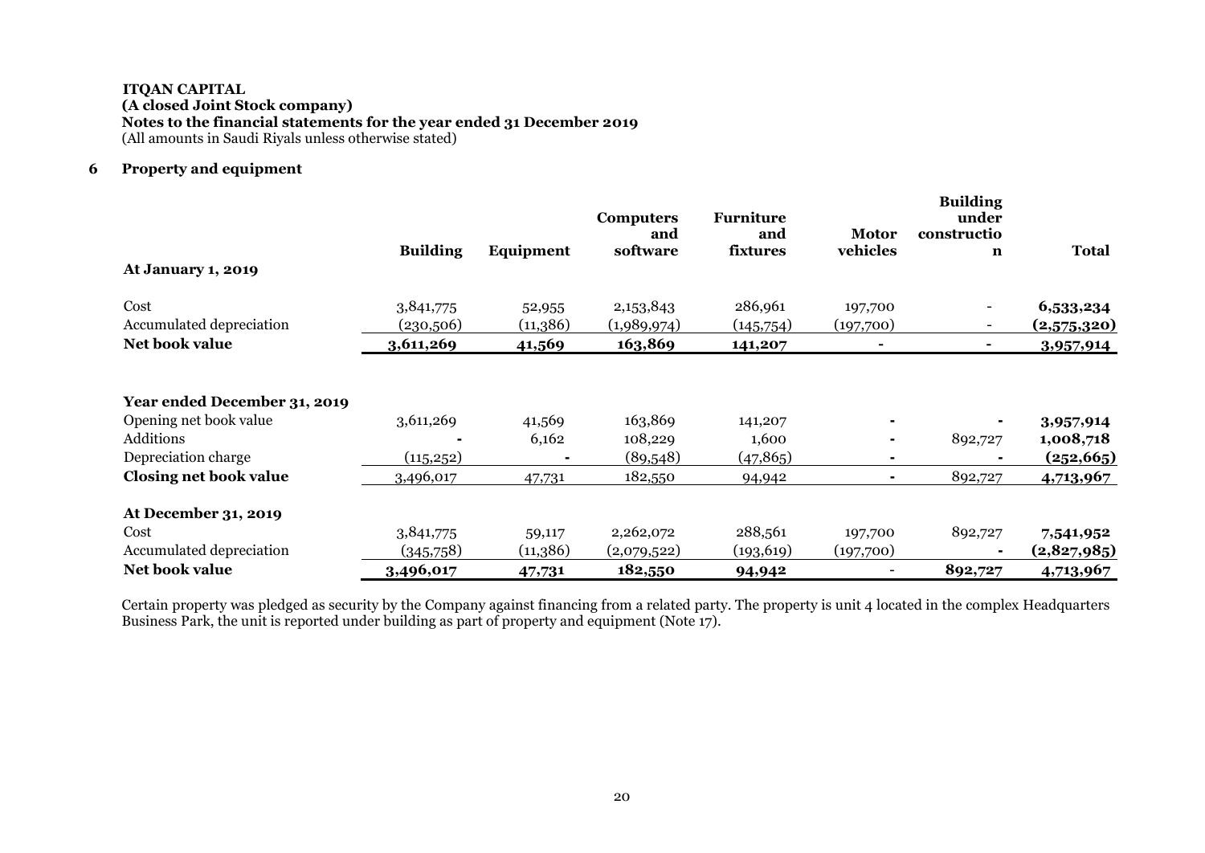**ITQAN CAPITAL**
**(A closed Joint Stock company)**
**Notes to the financial statements for the year ended 31 December 2019**
(All amounts in Saudi Riyals unless otherwise stated)

## 6 Property and equipment

| | Building | Equipment | Computers and software | Furniture and fixtures | Motor vehicles | Building under construction | Total |
|---|---|---|---|---|---|---|---|
| **At January 1, 2019** | | | | | | | |
| Cost | 3,841,775 | 52,955 | 2,153,843 | 286,961 | 197,700 | - | **6,533,234** |
| Accumulated depreciation | (230,506) | (11,386) | (1,989,974) | (145,754) | (197,700) | - | **(2,575,320)** |
| **Net book value** | **3,611,269** | **41,569** | **163,869** | **141,207** | **-** | **-** | **3,957,914** |
| | | | | | | | |
| **Year ended December 31, 2019** | | | | | | | |
| Opening net book value | 3,611,269 | 41,569 | 163,869 | 141,207 | - | - | **3,957,914** |
| Additions | - | 6,162 | 108,229 | 1,600 | - | 892,727 | **1,008,718** |
| Depreciation charge | (115,252) | - | (89,548) | (47,865) | - | - | **(252,665)** |
| **Closing net book value** | 3,496,017 | 47,731 | 182,550 | 94,942 | - | 892,727 | **4,713,967** |
| | | | | | | | |
| **At December 31, 2019** | | | | | | | |
| Cost | 3,841,775 | 59,117 | 2,262,072 | 288,561 | 197,700 | 892,727 | **7,541,952** |
| Accumulated depreciation | (345,758) | (11,386) | (2,079,522) | (193,619) | (197,700) | - | **(2,827,985)** |
| **Net book value** | **3,496,017** | **47,731** | **182,550** | **94,942** | - | **892,727** | **4,713,967** |

Certain property was pledged as security by the Company against financing from a related party. The property is unit 4 located in the complex Headquarters Business Park, the unit is reported under building as part of property and equipment (Note 17).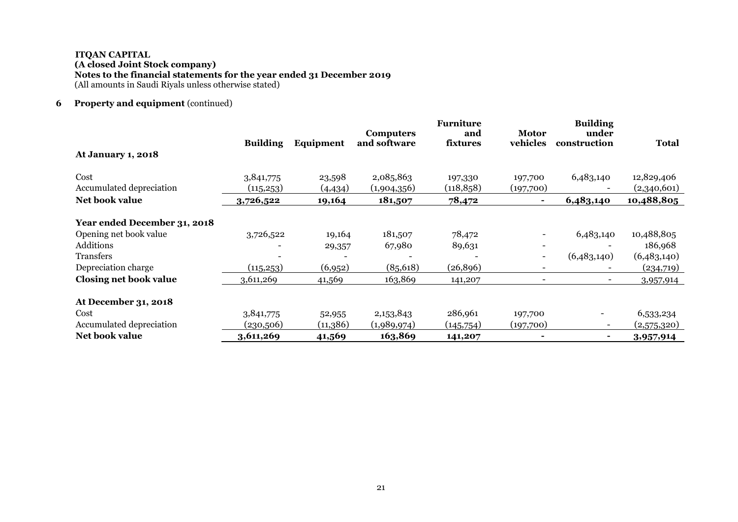**ITQAN CAPITAL**
**(A closed Joint Stock company)**
**Notes to the financial statements for the year ended 31 December 2019**
(All amounts in Saudi Riyals unless otherwise stated)

**6 Property and equipment** (continued)

| | Building | Equipment | Computers and software | Furniture and fixtures | Motor vehicles | Building under construction | Total |
|---|---|---|---|---|---|---|---|
| **At January 1, 2018** | | | | | | | |
| Cost | 3,841,775 | 23,598 | 2,085,863 | 197,330 | 197,700 | 6,483,140 | 12,829,406 |
| Accumulated depreciation | (115,253) | (4,434) | (1,904,356) | (118,858) | (197,700) | - | (2,340,601) |
| **Net book value** | **3,726,522** | **19,164** | **181,507** | **78,472** | **-** | **6,483,140** | **10,488,805** |
| **Year ended December 31, 2018** | | | | | | | |
| Opening net book value | 3,726,522 | 19,164 | 181,507 | 78,472 | - | 6,483,140 | 10,488,805 |
| Additions | - | 29,357 | 67,980 | 89,631 | - | - | 186,968 |
| Transfers | - | - | - | - | - | (6,483,140) | (6,483,140) |
| Depreciation charge | (115,253) | (6,952) | (85,618) | (26,896) | - | - | (234,719) |
| **Closing net book value** | 3,611,269 | 41,569 | 163,869 | 141,207 | - | - | 3,957,914 |
| **At December 31, 2018** | | | | | | | |
| Cost | 3,841,775 | 52,955 | 2,153,843 | 286,961 | 197,700 | - | 6,533,234 |
| Accumulated depreciation | (230,506) | (11,386) | (1,989,974) | (145,754) | (197,700) | - | (2,575,320) |
| **Net book value** | **3,611,269** | **41,569** | **163,869** | **141,207** | **-** | **-** | **3,957,914** |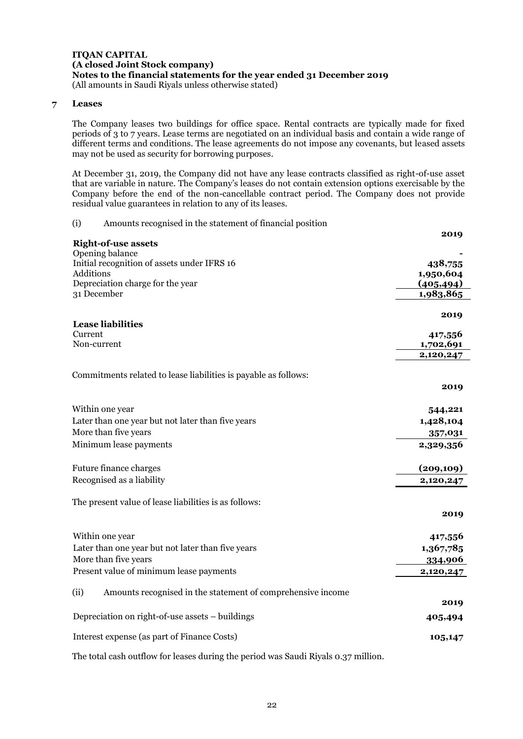**ITQAN CAPITAL**
**(A closed Joint Stock company)**
**Notes to the financial statements for the year ended 31 December 2019**
(All amounts in Saudi Riyals unless otherwise stated)

## 7 Leases

The Company leases two buildings for office space. Rental contracts are typically made for fixed periods of 3 to 7 years. Lease terms are negotiated on an individual basis and contain a wide range of different terms and conditions. The lease agreements do not impose any covenants, but leased assets may not be used as security for borrowing purposes.

At December 31, 2019, the Company did not have any lease contracts classified as right-of-use asset that are variable in nature. The Company's leases do not contain extension options exercisable by the Company before the end of the non-cancellable contract period. The Company does not provide residual value guarantees in relation to any of its leases.

(i) Amounts recognised in the statement of financial position

| | **2019** |
|---|---|
| **Right-of-use assets** | |
| Opening balance | - |
| Initial recognition of assets under IFRS 16 | **438,755** |
| Additions | **1,950,604** |
| Depreciation charge for the year | **(405,494)** |
| 31 December | **1,983,865** |

| | **2019** |
|---|---|
| **Lease liabilities** | |
| Current | **417,556** |
| Non-current | **1,702,691** |
| | **2,120,247** |

Commitments related to lease liabilities is payable as follows:

| | **2019** |
|---|---|
| Within one year | **544,221** |
| Later than one year but not later than five years | **1,428,104** |
| More than five years | **357,031** |
| Minimum lease payments | **2,329,356** |
| Future finance charges | **(209,109)** |
| Recognised as a liability | **2,120,247** |

The present value of lease liabilities is as follows:

| | **2019** |
|---|---|
| Within one year | **417,556** |
| Later than one year but not later than five years | **1,367,785** |
| More than five years | **334,906** |
| Present value of minimum lease payments | **2,120,247** |

(ii) Amounts recognised in the statement of comprehensive income

| | **2019** |
|---|---|
| Depreciation on right-of-use assets – buildings | **405,494** |
| Interest expense (as part of Finance Costs) | **105,147** |

The total cash outflow for leases during the period was Saudi Riyals 0.37 million.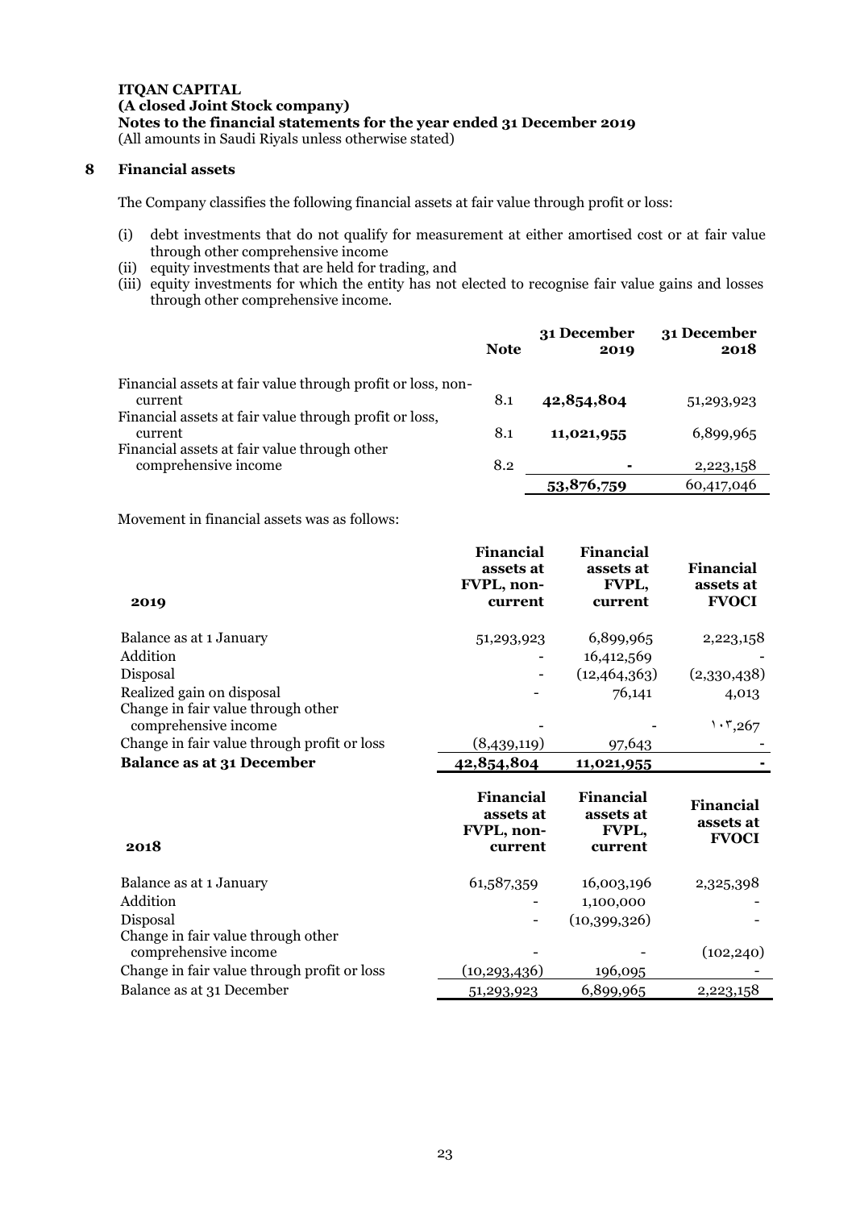**ITQAN CAPITAL**
**(A closed Joint Stock company)**
**Notes to the financial statements for the year ended 31 December 2019**
(All amounts in Saudi Riyals unless otherwise stated)

## 8 Financial assets

The Company classifies the following financial assets at fair value through profit or loss:

(i) debt investments that do not qualify for measurement at either amortised cost or at fair value through other comprehensive income
(ii) equity investments that are held for trading, and
(iii) equity investments for which the entity has not elected to recognise fair value gains and losses through other comprehensive income.

| | Note | 31 December 2019 | 31 December 2018 |
|---|---|---|---|
| Financial assets at fair value through profit or loss, non-current | 8.1 | **42,854,804** | 51,293,923 |
| Financial assets at fair value through profit or loss, current | 8.1 | **11,021,955** | 6,899,965 |
| Financial assets at fair value through other comprehensive income | 8.2 | **-** | 2,223,158 |
| | | **53,876,759** | 60,417,046 |

Movement in financial assets was as follows:

| **2019** | **Financial assets at FVPL, non-current** | **Financial assets at FVPL, current** | **Financial assets at FVOCI** |
|---|---|---|---|
| Balance as at 1 January | 51,293,923 | 6,899,965 | 2,223,158 |
| Addition | - | 16,412,569 | - |
| Disposal | - | (12,464,363) | (2,330,438) |
| Realized gain on disposal | - | 76,141 | 4,013 |
| Change in fair value through other comprehensive income | - | - | ١٠٣,267 |
| Change in fair value through profit or loss | (8,439,119) | 97,643 | - |
| **Balance as at 31 December** | **42,854,804** | **11,021,955** | **-** |

| **2018** | **Financial assets at FVPL, non-current** | **Financial assets at FVPL, current** | **Financial assets at FVOCI** |
|---|---|---|---|
| Balance as at 1 January | 61,587,359 | 16,003,196 | 2,325,398 |
| Addition | - | 1,100,000 | - |
| Disposal | - | (10,399,326) | - |
| Change in fair value through other comprehensive income | - | - | (102,240) |
| Change in fair value through profit or loss | (10,293,436) | 196,095 | - |
| Balance as at 31 December | 51,293,923 | 6,899,965 | 2,223,158 |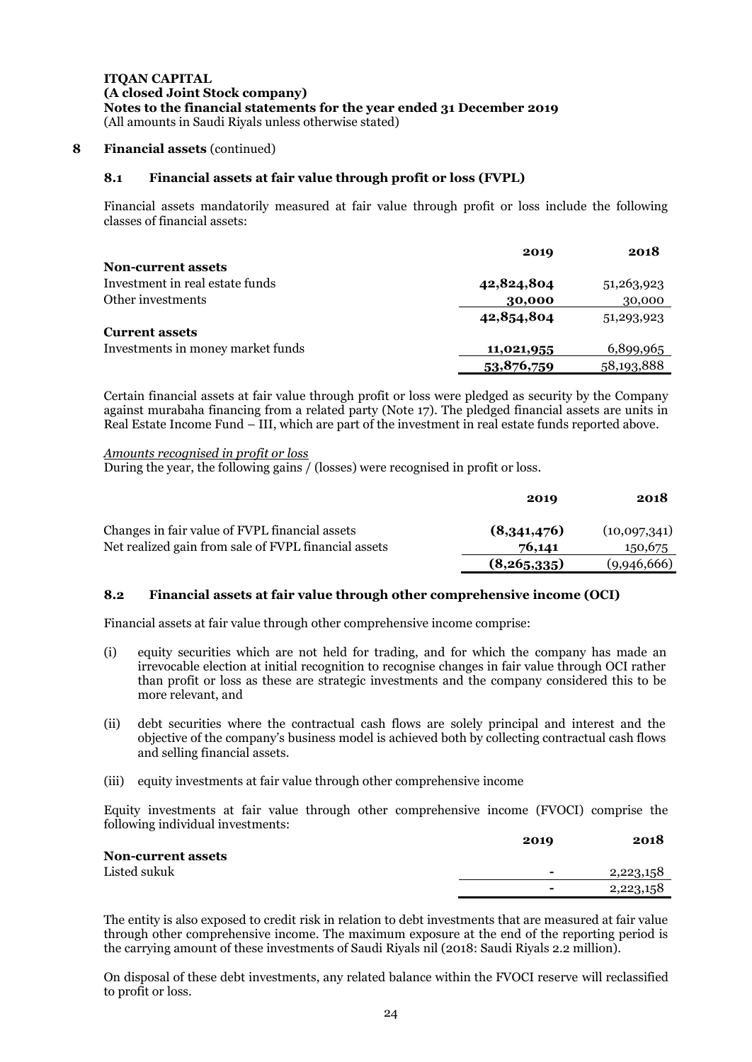**ITQAN CAPITAL**
**(A closed Joint Stock company)**
**Notes to the financial statements for the year ended 31 December 2019**
(All amounts in Saudi Riyals unless otherwise stated)

## 8 Financial assets (continued)

### 8.1 Financial assets at fair value through profit or loss (FVPL)

Financial assets mandatorily measured at fair value through profit or loss include the following classes of financial assets:

| | 2019 | 2018 |
|---|---|---|
| **Non-current assets** | | |
| Investment in real estate funds | **42,824,804** | 51,263,923 |
| Other investments | **30,000** | 30,000 |
| | **42,854,804** | 51,293,923 |
| **Current assets** | | |
| Investments in money market funds | **11,021,955** | 6,899,965 |
| | **53,876,759** | 58,193,888 |

Certain financial assets at fair value through profit or loss were pledged as security by the Company against murabaha financing from a related party (Note 17). The pledged financial assets are units in Real Estate Income Fund – III, which are part of the investment in real estate funds reported above.

*Amounts recognised in profit or loss*
During the year, the following gains / (losses) were recognised in profit or loss.

| | 2019 | 2018 |
|---|---|---|
| Changes in fair value of FVPL financial assets | **(8,341,476)** | (10,097,341) |
| Net realized gain from sale of FVPL financial assets | **76,141** | 150,675 |
| | **(8,265,335)** | (9,946,666) |

### 8.2 Financial assets at fair value through other comprehensive income (OCI)

Financial assets at fair value through other comprehensive income comprise:

(i) equity securities which are not held for trading, and for which the company has made an irrevocable election at initial recognition to recognise changes in fair value through OCI rather than profit or loss as these are strategic investments and the company considered this to be more relevant, and

(ii) debt securities where the contractual cash flows are solely principal and interest and the objective of the company's business model is achieved both by collecting contractual cash flows and selling financial assets.

(iii) equity investments at fair value through other comprehensive income

Equity investments at fair value through other comprehensive income (FVOCI) comprise the following individual investments:

| | 2019 | 2018 |
|---|---|---|
| **Non-current assets** | | |
| Listed sukuk | - | 2,223,158 |
| | - | 2,223,158 |

The entity is also exposed to credit risk in relation to debt investments that are measured at fair value through other comprehensive income. The maximum exposure at the end of the reporting period is the carrying amount of these investments of Saudi Riyals nil (2018: Saudi Riyals 2.2 million).

On disposal of these debt investments, any related balance within the FVOCI reserve will reclassified to profit or loss.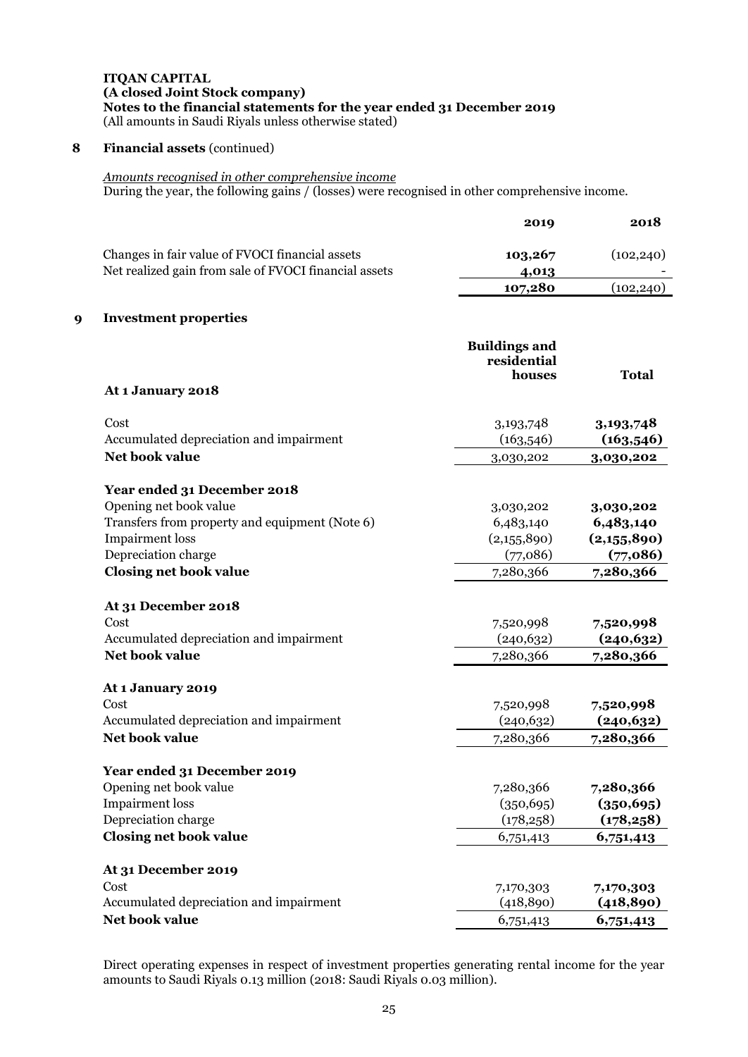**ITQAN CAPITAL**
**(A closed Joint Stock company)**
**Notes to the financial statements for the year ended 31 December 2019**
(All amounts in Saudi Riyals unless otherwise stated)

## 8 Financial assets (continued)

*Amounts recognised in other comprehensive income*

During the year, the following gains / (losses) were recognised in other comprehensive income.

| | 2019 | 2018 |
|---|---|---|
| Changes in fair value of FVOCI financial assets | **103,267** | (102,240) |
| Net realized gain from sale of FVOCI financial assets | **4,013** | - |
| | **107,280** | (102,240) |

## 9 Investment properties

| | Buildings and residential houses | Total |
|---|---|---|
| **At 1 January 2018** | | |
| Cost | 3,193,748 | **3,193,748** |
| Accumulated depreciation and impairment | (163,546) | **(163,546)** |
| **Net book value** | 3,030,202 | **3,030,202** |
| | | |
| **Year ended 31 December 2018** | | |
| Opening net book value | 3,030,202 | **3,030,202** |
| Transfers from property and equipment (Note 6) | 6,483,140 | **6,483,140** |
| Impairment loss | (2,155,890) | **(2,155,890)** |
| Depreciation charge | (77,086) | **(77,086)** |
| **Closing net book value** | 7,280,366 | **7,280,366** |
| | | |
| **At 31 December 2018** | | |
| Cost | 7,520,998 | **7,520,998** |
| Accumulated depreciation and impairment | (240,632) | **(240,632)** |
| **Net book value** | 7,280,366 | **7,280,366** |
| | | |
| **At 1 January 2019** | | |
| Cost | 7,520,998 | **7,520,998** |
| Accumulated depreciation and impairment | (240,632) | **(240,632)** |
| **Net book value** | 7,280,366 | **7,280,366** |
| | | |
| **Year ended 31 December 2019** | | |
| Opening net book value | 7,280,366 | **7,280,366** |
| Impairment loss | (350,695) | **(350,695)** |
| Depreciation charge | (178,258) | **(178,258)** |
| **Closing net book value** | 6,751,413 | **6,751,413** |
| | | |
| **At 31 December 2019** | | |
| Cost | 7,170,303 | **7,170,303** |
| Accumulated depreciation and impairment | (418,890) | **(418,890)** |
| **Net book value** | 6,751,413 | **6,751,413** |

Direct operating expenses in respect of investment properties generating rental income for the year amounts to Saudi Riyals 0.13 million (2018: Saudi Riyals 0.03 million).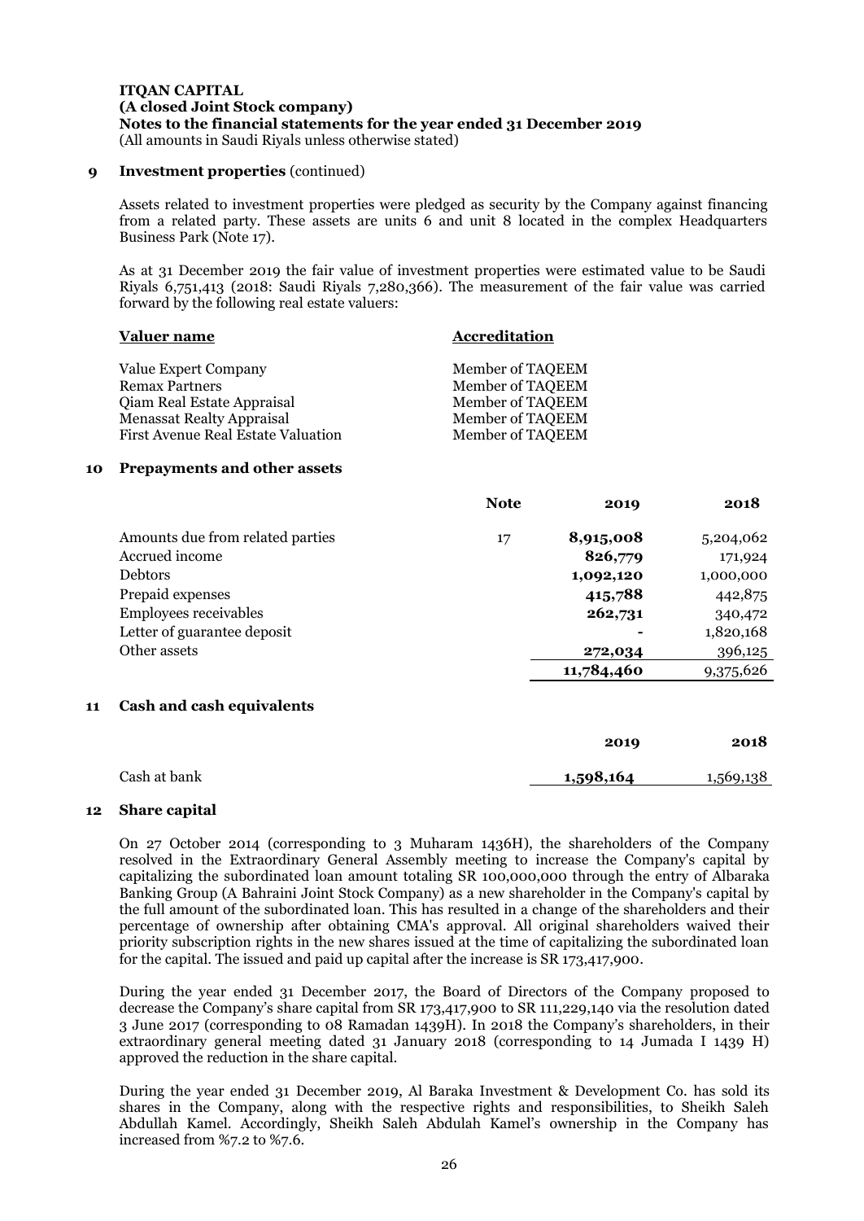**ITQAN CAPITAL**
**(A closed Joint Stock company)**
**Notes to the financial statements for the year ended 31 December 2019**
(All amounts in Saudi Riyals unless otherwise stated)

## 9 Investment properties (continued)

Assets related to investment properties were pledged as security by the Company against financing from a related party. These assets are units 6 and unit 8 located in the complex Headquarters Business Park (Note 17).

As at 31 December 2019 the fair value of investment properties were estimated value to be Saudi Riyals 6,751,413 (2018: Saudi Riyals 7,280,366). The measurement of the fair value was carried forward by the following real estate valuers:

| Valuer name | Accreditation |
|---|---|
| Value Expert Company | Member of TAQEEM |
| Remax Partners | Member of TAQEEM |
| Qiam Real Estate Appraisal | Member of TAQEEM |
| Menassat Realty Appraisal | Member of TAQEEM |
| First Avenue Real Estate Valuation | Member of TAQEEM |

## 10 Prepayments and other assets

| | Note | 2019 | 2018 |
|---|---|---|---|
| Amounts due from related parties | 17 | **8,915,008** | 5,204,062 |
| Accrued income | | **826,779** | 171,924 |
| Debtors | | **1,092,120** | 1,000,000 |
| Prepaid expenses | | **415,788** | 442,875 |
| Employees receivables | | **262,731** | 340,472 |
| Letter of guarantee deposit | | **-** | 1,820,168 |
| Other assets | | **272,034** | 396,125 |
| | | **11,784,460** | 9,375,626 |

## 11 Cash and cash equivalents

| | 2019 | 2018 |
|---|---|---|
| Cash at bank | **1,598,164** | 1,569,138 |

## 12 Share capital

On 27 October 2014 (corresponding to 3 Muharam 1436H), the shareholders of the Company resolved in the Extraordinary General Assembly meeting to increase the Company's capital by capitalizing the subordinated loan amount totaling SR 100,000,000 through the entry of Albaraka Banking Group (A Bahraini Joint Stock Company) as a new shareholder in the Company's capital by the full amount of the subordinated loan. This has resulted in a change of the shareholders and their percentage of ownership after obtaining CMA's approval. All original shareholders waived their priority subscription rights in the new shares issued at the time of capitalizing the subordinated loan for the capital. The issued and paid up capital after the increase is SR 173,417,900.

During the year ended 31 December 2017, the Board of Directors of the Company proposed to decrease the Company's share capital from SR 173,417,900 to SR 111,229,140 via the resolution dated 3 June 2017 (corresponding to 08 Ramadan 1439H). In 2018 the Company's shareholders, in their extraordinary general meeting dated 31 January 2018 (corresponding to 14 Jumada I 1439 H) approved the reduction in the share capital.

During the year ended 31 December 2019, Al Baraka Investment & Development Co. has sold its shares in the Company, along with the respective rights and responsibilities, to Sheikh Saleh Abdullah Kamel. Accordingly, Sheikh Saleh Abdulah Kamel's ownership in the Company has increased from %7.2 to %7.6.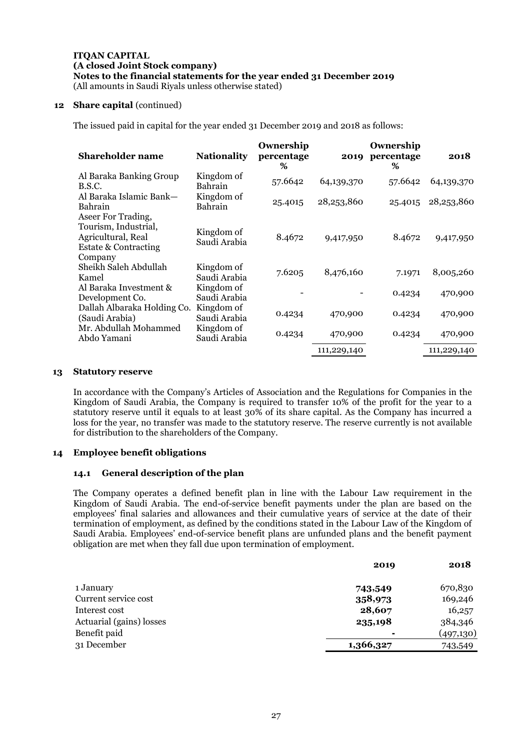**ITQAN CAPITAL**
**(A closed Joint Stock company)**
**Notes to the financial statements for the year ended 31 December 2019**
(All amounts in Saudi Riyals unless otherwise stated)

## 12 Share capital (continued)

The issued paid in capital for the year ended 31 December 2019 and 2018 as follows:

| Shareholder name | Nationality | Ownership percentage % | 2019 | Ownership percentage % | 2018 |
|---|---|---|---|---|---|
| Al Baraka Banking Group B.S.C. | Kingdom of Bahrain | 57.6642 | 64,139,370 | 57.6642 | 64,139,370 |
| Al Baraka Islamic Bank— Bahrain | Kingdom of Bahrain | 25.4015 | 28,253,860 | 25.4015 | 28,253,860 |
| Aseer For Trading, Tourism, Industrial, Agricultural, Real Estate & Contracting Company | Kingdom of Saudi Arabia | 8.4672 | 9,417,950 | 8.4672 | 9,417,950 |
| Sheikh Saleh Abdullah Kamel | Kingdom of Saudi Arabia | 7.6205 | 8,476,160 | 7.1971 | 8,005,260 |
| Al Baraka Investment & Development Co. | Kingdom of Saudi Arabia | - | - | 0.4234 | 470,900 |
| Dallah Albaraka Holding Co. (Saudi Arabia) | Kingdom of Saudi Arabia | 0.4234 | 470,900 | 0.4234 | 470,900 |
| Mr. Abdullah Mohammed Abdo Yamani | Kingdom of Saudi Arabia | 0.4234 | 470,900 | 0.4234 | 470,900 |
| | | | 111,229,140 | | 111,229,140 |

## 13 Statutory reserve

In accordance with the Company's Articles of Association and the Regulations for Companies in the Kingdom of Saudi Arabia, the Company is required to transfer 10% of the profit for the year to a statutory reserve until it equals to at least 30% of its share capital. As the Company has incurred a loss for the year, no transfer was made to the statutory reserve. The reserve currently is not available for distribution to the shareholders of the Company.

## 14 Employee benefit obligations

### 14.1 General description of the plan

The Company operates a defined benefit plan in line with the Labour Law requirement in the Kingdom of Saudi Arabia. The end-of-service benefit payments under the plan are based on the employees' final salaries and allowances and their cumulative years of service at the date of their termination of employment, as defined by the conditions stated in the Labour Law of the Kingdom of Saudi Arabia. Employees' end-of-service benefit plans are unfunded plans and the benefit payment obligation are met when they fall due upon termination of employment.

| | 2019 | 2018 |
|---|---|---|
| 1 January | **743,549** | 670,830 |
| Current service cost | **358,973** | 169,246 |
| Interest cost | **28,607** | 16,257 |
| Actuarial (gains) losses | **235,198** | 384,346 |
| Benefit paid | **-** | (497,130) |
| 31 December | **1,366,327** | 743,549 |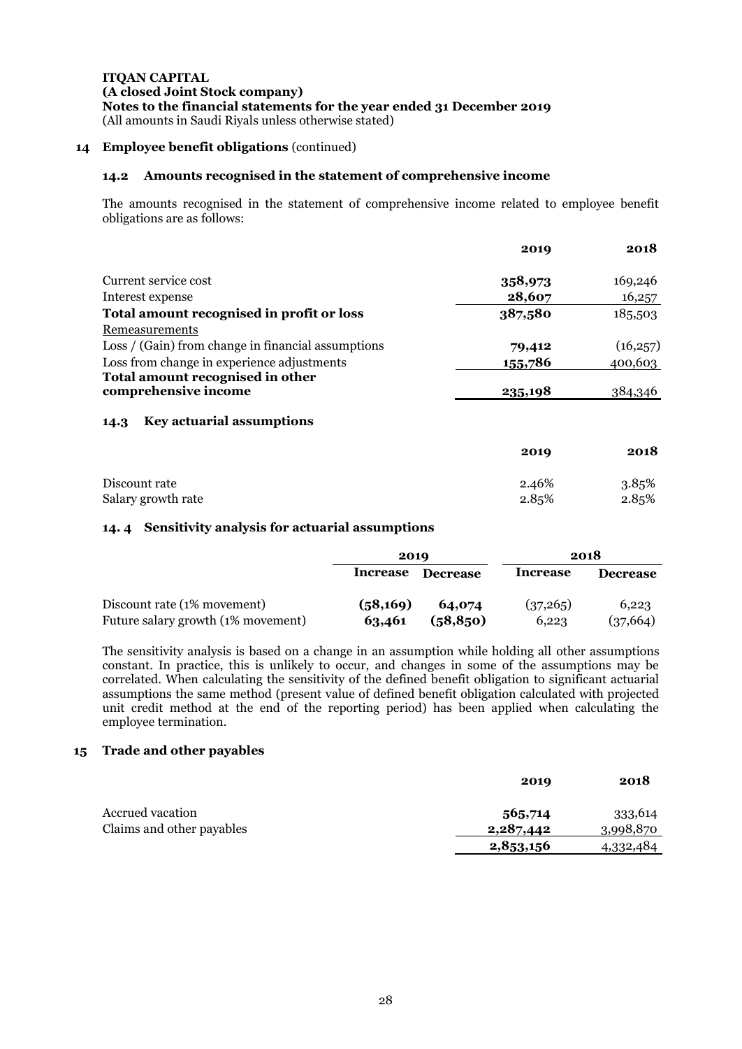**ITQAN CAPITAL**
**(A closed Joint Stock company)**
**Notes to the financial statements for the year ended 31 December 2019**
(All amounts in Saudi Riyals unless otherwise stated)

## 14 Employee benefit obligations (continued)

### 14.2 Amounts recognised in the statement of comprehensive income

The amounts recognised in the statement of comprehensive income related to employee benefit obligations are as follows:

| | 2019 | 2018 |
|---|---|---|
| Current service cost | **358,973** | 169,246 |
| Interest expense | **28,607** | 16,257 |
| **Total amount recognised in profit or loss** | **387,580** | 185,503 |
| Remeasurements | | |
| Loss / (Gain) from change in financial assumptions | **79,412** | (16,257) |
| Loss from change in experience adjustments | **155,786** | 400,603 |
| **Total amount recognised in other comprehensive income** | **235,198** | 384,346 |

### 14.3 Key actuarial assumptions

| | 2019 | 2018 |
|---|---|---|
| Discount rate | 2.46% | 3.85% |
| Salary growth rate | 2.85% | 2.85% |

### 14. 4 Sensitivity analysis for actuarial assumptions

| | 2019 | | 2018 | |
|---|---|---|---|---|
| | **Increase** | **Decrease** | **Increase** | **Decrease** |
| Discount rate (1% movement) | **(58,169)** | **64,074** | (37,265) | 6,223 |
| Future salary growth (1% movement) | **63,461** | **(58,850)** | 6,223 | (37,664) |

The sensitivity analysis is based on a change in an assumption while holding all other assumptions constant. In practice, this is unlikely to occur, and changes in some of the assumptions may be correlated. When calculating the sensitivity of the defined benefit obligation to significant actuarial assumptions the same method (present value of defined benefit obligation calculated with projected unit credit method at the end of the reporting period) has been applied when calculating the employee termination.

## 15 Trade and other payables

| | 2019 | 2018 |
|---|---|---|
| Accrued vacation | **565,714** | 333,614 |
| Claims and other payables | **2,287,442** | 3,998,870 |
| | **2,853,156** | 4,332,484 |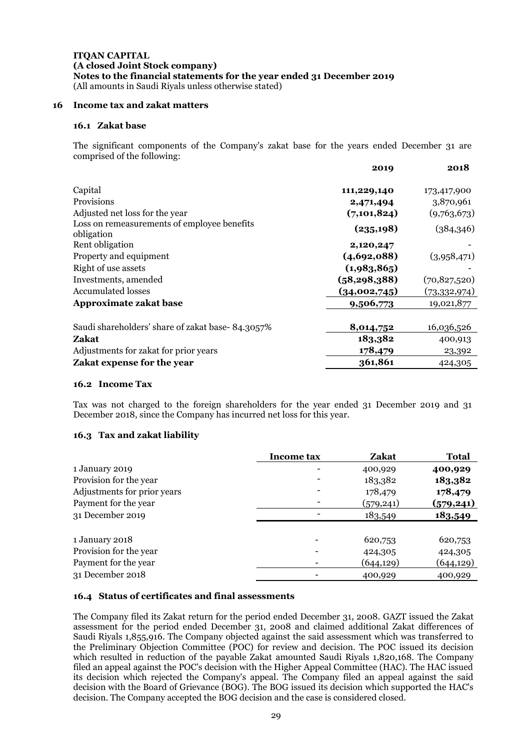**ITQAN CAPITAL**
**(A closed Joint Stock company)**
**Notes to the financial statements for the year ended 31 December 2019**
(All amounts in Saudi Riyals unless otherwise stated)

## 16 Income tax and zakat matters

### 16.1 Zakat base

The significant components of the Company's zakat base for the years ended December 31 are comprised of the following:

| | **2019** | **2018** |
|---|---|---|
| Capital | **111,229,140** | 173,417,900 |
| Provisions | **2,471,494** | 3,870,961 |
| Adjusted net loss for the year | **(7,101,824)** | (9,763,673) |
| Loss on remeasurements of employee benefits obligation | **(235,198)** | (384,346) |
| Rent obligation | **2,120,247** | - |
| Property and equipment | **(4,692,088)** | (3,958,471) |
| Right of use assets | **(1,983,865)** | - |
| Investments, amended | **(58,298,388)** | (70,827,520) |
| Accumulated losses | **(34,002,745)** | (73,332,974) |
| **Approximate zakat base** | **9,506,773** | 19,021,877 |
| | | |
| Saudi shareholders' share of zakat base- 84.3057% | **8,014,752** | 16,036,526 |
| **Zakat** | **183,382** | 400,913 |
| Adjustments for zakat for prior years | **178,479** | 23,392 |
| **Zakat expense for the year** | **361,861** | 424,305 |

### 16.2 Income Tax

Tax was not charged to the foreign shareholders for the year ended 31 December 2019 and 31 December 2018, since the Company has incurred net loss for this year.

### 16.3 Tax and zakat liability

| | **Income tax** | **Zakat** | **Total** |
|---|---|---|---|
| 1 January 2019 | - | 400,929 | **400,929** |
| Provision for the year | - | 183,382 | **183,382** |
| Adjustments for prior years | - | 178,479 | **178,479** |
| Payment for the year | - | (579,241) | **(579,241)** |
| 31 December 2019 | - | 183,549 | **183,549** |
| | | | |
| 1 January 2018 | - | 620,753 | 620,753 |
| Provision for the year | - | 424,305 | 424,305 |
| Payment for the year | - | (644,129) | (644,129) |
| 31 December 2018 | - | 400,929 | 400,929 |

### 16.4 Status of certificates and final assessments

The Company filed its Zakat return for the period ended December 31, 2008. GAZT issued the Zakat assessment for the period ended December 31, 2008 and claimed additional Zakat differences of Saudi Riyals 1,855,916. The Company objected against the said assessment which was transferred to the Preliminary Objection Committee (POC) for review and decision. The POC issued its decision which resulted in reduction of the payable Zakat amounted Saudi Riyals 1,820,168. The Company filed an appeal against the POC's decision with the Higher Appeal Committee (HAC). The HAC issued its decision which rejected the Company's appeal. The Company filed an appeal against the said decision with the Board of Grievance (BOG). The BOG issued its decision which supported the HAC's decision. The Company accepted the BOG decision and the case is considered closed.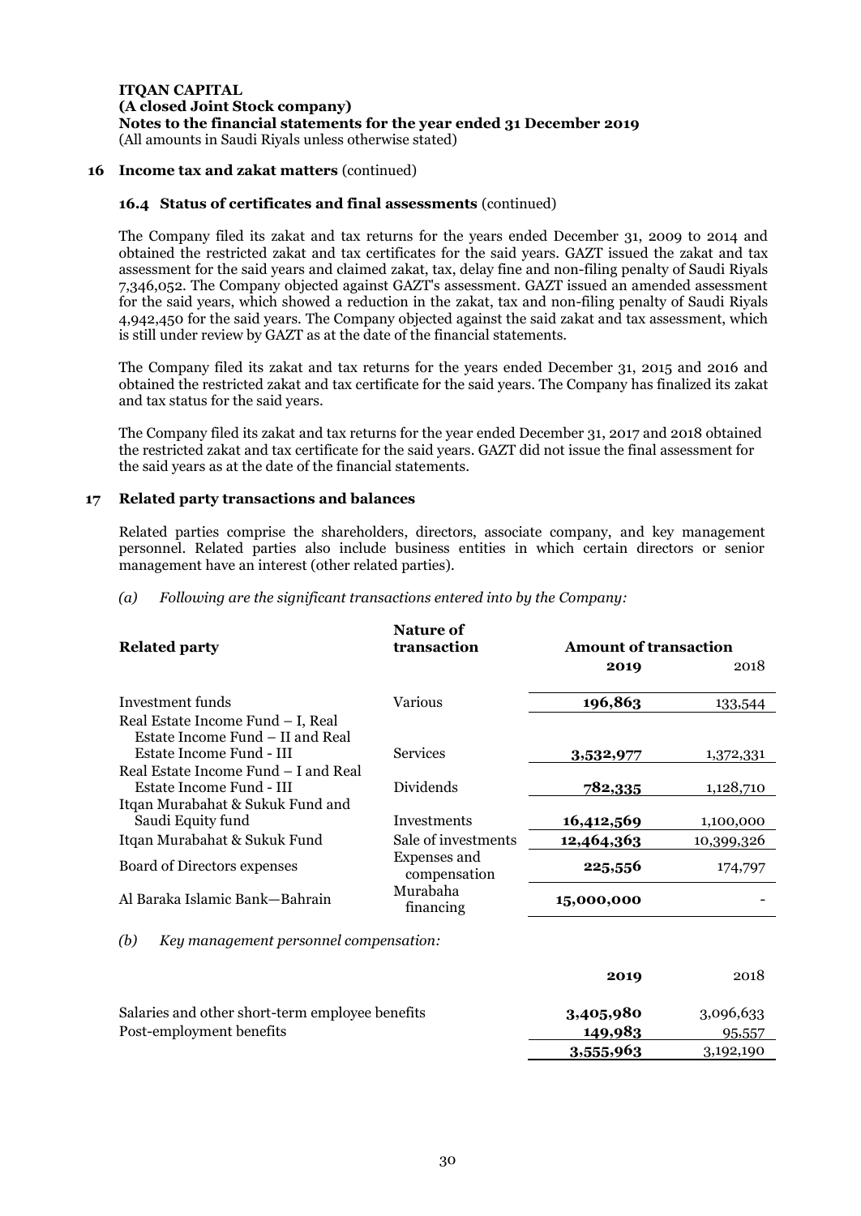**16 Income tax and zakat matters** (continued)

**16.4 Status of certificates and final assessments** (continued)

The Company filed its zakat and tax returns for the years ended December 31, 2009 to 2014 and obtained the restricted zakat and tax certificates for the said years. GAZT issued the zakat and tax assessment for the said years and claimed zakat, tax, delay fine and non-filing penalty of Saudi Riyals 7,346,052. The Company objected against GAZT's assessment. GAZT issued an amended assessment for the said years, which showed a reduction in the zakat, tax and non-filing penalty of Saudi Riyals 4,942,450 for the said years. The Company objected against the said zakat and tax assessment, which is still under review by GAZT as at the date of the financial statements.

The Company filed its zakat and tax returns for the years ended December 31, 2015 and 2016 and obtained the restricted zakat and tax certificate for the said years. The Company has finalized its zakat and tax status for the said years.

The Company filed its zakat and tax returns for the year ended December 31, 2017 and 2018 obtained the restricted zakat and tax certificate for the said years. GAZT did not issue the final assessment for the said years as at the date of the financial statements.

**17 Related party transactions and balances**

Related parties comprise the shareholders, directors, associate company, and key management personnel. Related parties also include business entities in which certain directors or senior management have an interest (other related parties).

*(a) Following are the significant transactions entered into by the Company:*

| Related party | Nature of transaction | Amount of transaction | |
|---|---|---|---|
| | | **2019** | 2018 |
| Investment funds | Various | **196,863** | 133,544 |
| Real Estate Income Fund – I, Real Estate Income Fund – II and Real Estate Income Fund - III | Services | **3,532,977** | 1,372,331 |
| Real Estate Income Fund – I and Real Estate Income Fund - III | Dividends | **782,335** | 1,128,710 |
| Itqan Murabahat & Sukuk Fund and Saudi Equity fund | Investments | **16,412,569** | 1,100,000 |
| Itqan Murabahat & Sukuk Fund | Sale of investments | **12,464,363** | 10,399,326 |
| Board of Directors expenses | Expenses and compensation | **225,556** | 174,797 |
| Al Baraka Islamic Bank—Bahrain | Murabaha financing | **15,000,000** | - |

*(b) Key management personnel compensation:*

| | **2019** | 2018 |
|---|---|---|
| Salaries and other short-term employee benefits | **3,405,980** | 3,096,633 |
| Post-employment benefits | **149,983** | 95,557 |
| | **3,555,963** | 3,192,190 |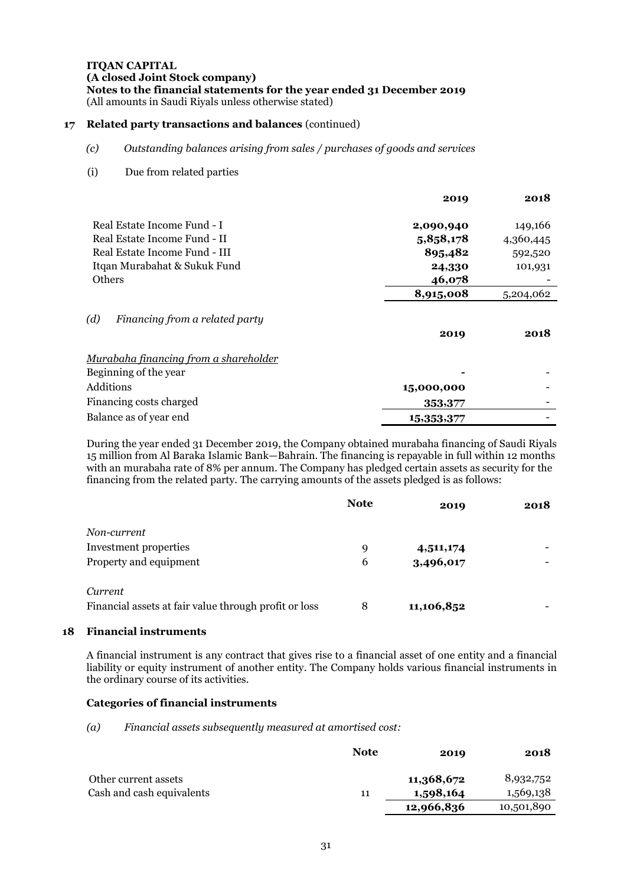**ITQAN CAPITAL**
**(A closed Joint Stock company)**
**Notes to the financial statements for the year ended 31 December 2019**
(All amounts in Saudi Riyals unless otherwise stated)

## 17 Related party transactions and balances (continued)

*(c) Outstanding balances arising from sales / purchases of goods and services*

(i) Due from related parties

| | 2019 | 2018 |
|---|---|---|
| Real Estate Income Fund - I | **2,090,940** | 149,166 |
| Real Estate Income Fund - II | **5,858,178** | 4,360,445 |
| Real Estate Income Fund - III | **895,482** | 592,520 |
| Itqan Murabahat & Sukuk Fund | **24,330** | 101,931 |
| Others | **46,078** | - |
| | **8,915,008** | 5,204,062 |

*(d) Financing from a related party*

| | 2019 | 2018 |
|---|---|---|
| *Murabaha financing from a shareholder* | | |
| Beginning of the year | - | - |
| Additions | **15,000,000** | - |
| Financing costs charged | **353,377** | - |
| Balance as of year end | **15,353,377** | - |

During the year ended 31 December 2019, the Company obtained murabaha financing of Saudi Riyals 15 million from Al Baraka Islamic Bank—Bahrain. The financing is repayable in full within 12 months with an murabaha rate of 8% per annum. The Company has pledged certain assets as security for the financing from the related party. The carrying amounts of the assets pledged is as follows:

| | Note | 2019 | 2018 |
|---|---|---|---|
| *Non-current* | | | |
| Investment properties | 9 | **4,511,174** | - |
| Property and equipment | 6 | **3,496,017** | - |
| *Current* | | | |
| Financial assets at fair value through profit or loss | 8 | **11,106,852** | - |

## 18 Financial instruments

A financial instrument is any contract that gives rise to a financial asset of one entity and a financial liability or equity instrument of another entity. The Company holds various financial instruments in the ordinary course of its activities.

### Categories of financial instruments

*(a) Financial assets subsequently measured at amortised cost:*

| | Note | 2019 | 2018 |
|---|---|---|---|
| Other current assets | | **11,368,672** | 8,932,752 |
| Cash and cash equivalents | 11 | **1,598,164** | 1,569,138 |
| | | **12,966,836** | 10,501,890 |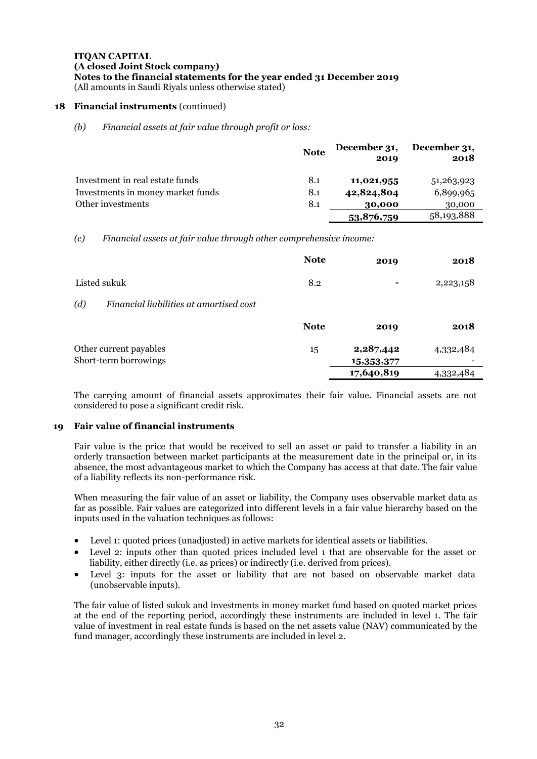**ITQAN CAPITAL**
**(A closed Joint Stock company)**
**Notes to the financial statements for the year ended 31 December 2019**
(All amounts in Saudi Riyals unless otherwise stated)

## 18 Financial instruments (continued)

*(b) Financial assets at fair value through profit or loss:*

| | Note | December 31, 2019 | December 31, 2018 |
|---|---|---|---|
| Investment in real estate funds | 8.1 | **11,021,955** | 51,263,923 |
| Investments in money market funds | 8.1 | **42,824,804** | 6,899,965 |
| Other investments | 8.1 | **30,000** | 30,000 |
| | | **53,876,759** | 58,193,888 |

*(c) Financial assets at fair value through other comprehensive income:*

| | Note | 2019 | 2018 |
|---|---|---|---|
| Listed sukuk | 8.2 | - | 2,223,158 |

*(d) Financial liabilities at amortised cost*

| | Note | 2019 | 2018 |
|---|---|---|---|
| Other current payables | 15 | **2,287,442** | 4,332,484 |
| Short-term borrowings | | **15,353,377** | - |
| | | **17,640,819** | 4,332,484 |

The carrying amount of financial assets approximates their fair value. Financial assets are not considered to pose a significant credit risk.

## 19 Fair value of financial instruments

Fair value is the price that would be received to sell an asset or paid to transfer a liability in an orderly transaction between market participants at the measurement date in the principal or, in its absence, the most advantageous market to which the Company has access at that date. The fair value of a liability reflects its non-performance risk.

When measuring the fair value of an asset or liability, the Company uses observable market data as far as possible. Fair values are categorized into different levels in a fair value hierarchy based on the inputs used in the valuation techniques as follows:

- Level 1: quoted prices (unadjusted) in active markets for identical assets or liabilities.
- Level 2: inputs other than quoted prices included level 1 that are observable for the asset or liability, either directly (i.e. as prices) or indirectly (i.e. derived from prices).
- Level 3: inputs for the asset or liability that are not based on observable market data (unobservable inputs).

The fair value of listed sukuk and investments in money market fund based on quoted market prices at the end of the reporting period, accordingly these instruments are included in level 1. The fair value of investment in real estate funds is based on the net assets value (NAV) communicated by the fund manager, accordingly these instruments are included in level 2.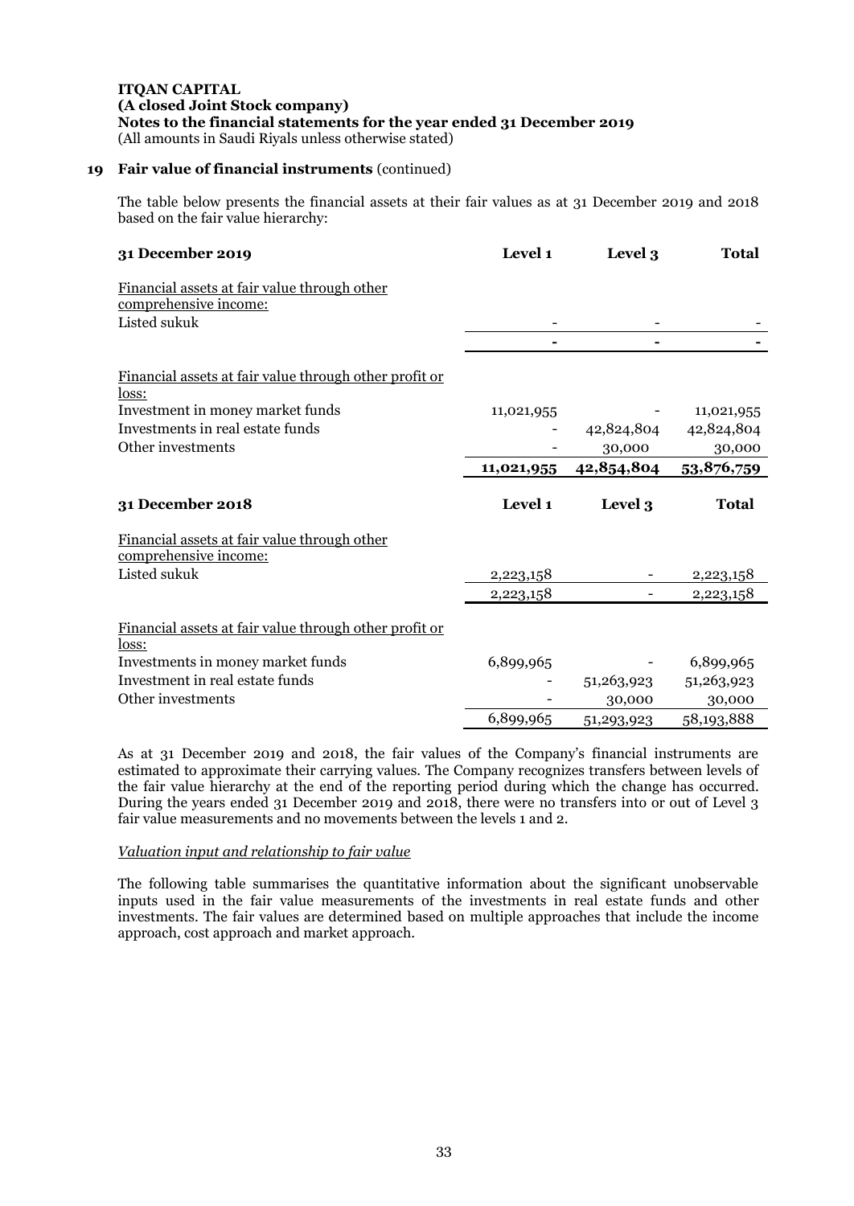**ITQAN CAPITAL**
**(A closed Joint Stock company)**
**Notes to the financial statements for the year ended 31 December 2019**
(All amounts in Saudi Riyals unless otherwise stated)

## 19 Fair value of financial instruments (continued)

The table below presents the financial assets at their fair values as at 31 December 2019 and 2018 based on the fair value hierarchy:

| **31 December 2019** | **Level 1** | **Level 3** | **Total** |
|---|---|---|---|
| Financial assets at fair value through other comprehensive income: | | | |
| Listed sukuk | - | - | - |
| | - | - | - |
| Financial assets at fair value through other profit or loss: | | | |
| Investment in money market funds | 11,021,955 | - | 11,021,955 |
| Investments in real estate funds | - | 42,824,804 | 42,824,804 |
| Other investments | - | 30,000 | 30,000 |
| | **11,021,955** | **42,854,804** | **53,876,759** |

| **31 December 2018** | **Level 1** | **Level 3** | **Total** |
|---|---|---|---|
| Financial assets at fair value through other comprehensive income: | | | |
| Listed sukuk | 2,223,158 | - | 2,223,158 |
| | 2,223,158 | - | 2,223,158 |
| Financial assets at fair value through other profit or loss: | | | |
| Investments in money market funds | 6,899,965 | - | 6,899,965 |
| Investment in real estate funds | - | 51,263,923 | 51,263,923 |
| Other investments | - | 30,000 | 30,000 |
| | 6,899,965 | 51,293,923 | 58,193,888 |

As at 31 December 2019 and 2018, the fair values of the Company's financial instruments are estimated to approximate their carrying values. The Company recognizes transfers between levels of the fair value hierarchy at the end of the reporting period during which the change has occurred. During the years ended 31 December 2019 and 2018, there were no transfers into or out of Level 3 fair value measurements and no movements between the levels 1 and 2.

*Valuation input and relationship to fair value*

The following table summarises the quantitative information about the significant unobservable inputs used in the fair value measurements of the investments in real estate funds and other investments. The fair values are determined based on multiple approaches that include the income approach, cost approach and market approach.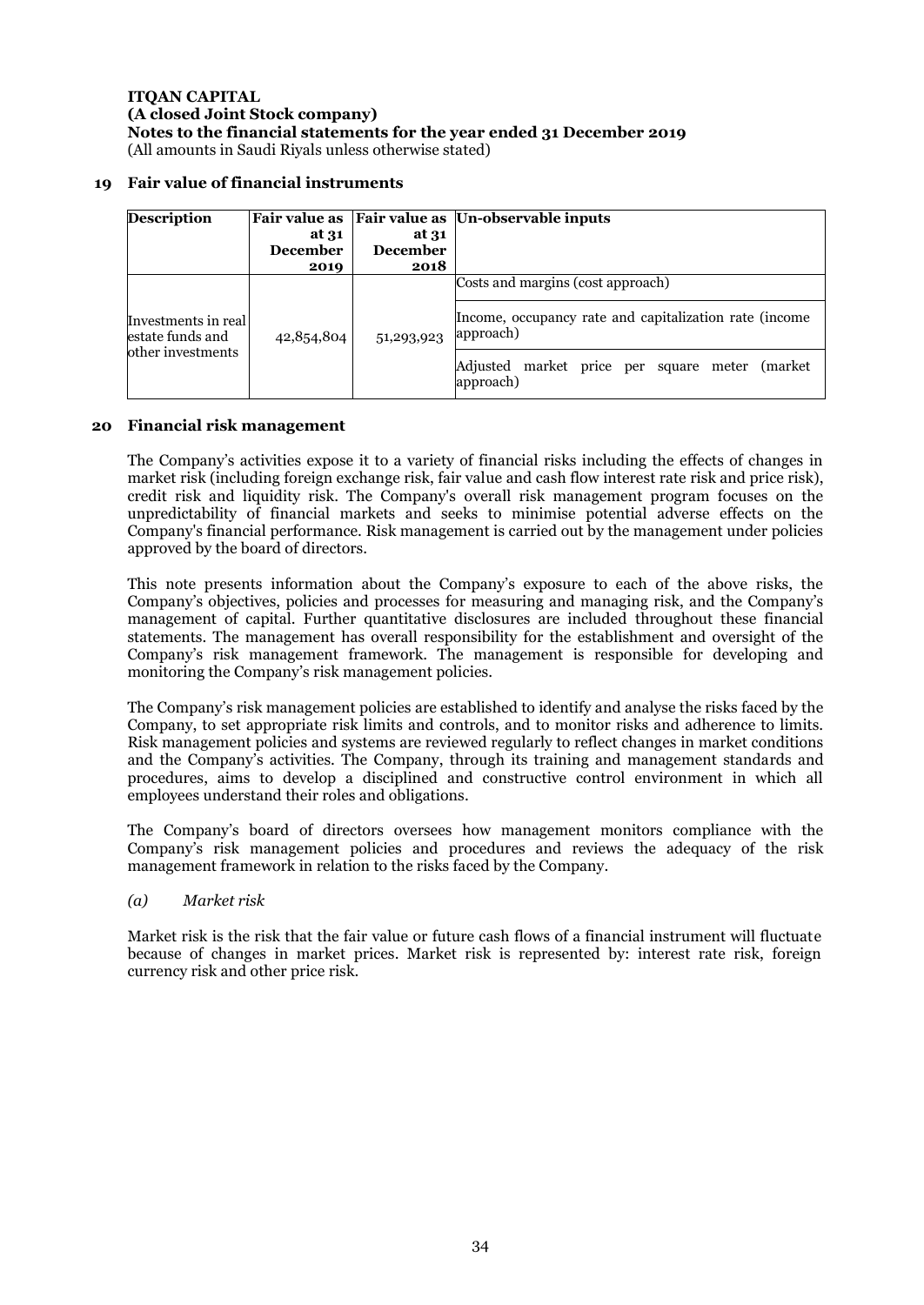## 19 Fair value of financial instruments

| Description | Fair value as at 31 December 2019 | Fair value as at 31 December 2018 | Un-observable inputs |
|---|---|---|---|
| Investments in real estate funds and other investments | 42,854,804 | 51,293,923 | Costs and margins (cost approach)<br>Income, occupancy rate and capitalization rate (income approach)<br>Adjusted market price per square meter (market approach) |

## 20 Financial risk management

The Company's activities expose it to a variety of financial risks including the effects of changes in market risk (including foreign exchange risk, fair value and cash flow interest rate risk and price risk), credit risk and liquidity risk. The Company's overall risk management program focuses on the unpredictability of financial markets and seeks to minimise potential adverse effects on the Company's financial performance. Risk management is carried out by the management under policies approved by the board of directors.

This note presents information about the Company's exposure to each of the above risks, the Company's objectives, policies and processes for measuring and managing risk, and the Company's management of capital. Further quantitative disclosures are included throughout these financial statements. The management has overall responsibility for the establishment and oversight of the Company's risk management framework. The management is responsible for developing and monitoring the Company's risk management policies.

The Company's risk management policies are established to identify and analyse the risks faced by the Company, to set appropriate risk limits and controls, and to monitor risks and adherence to limits. Risk management policies and systems are reviewed regularly to reflect changes in market conditions and the Company's activities. The Company, through its training and management standards and procedures, aims to develop a disciplined and constructive control environment in which all employees understand their roles and obligations.

The Company's board of directors oversees how management monitors compliance with the Company's risk management policies and procedures and reviews the adequacy of the risk management framework in relation to the risks faced by the Company.

*(a) Market risk*

Market risk is the risk that the fair value or future cash flows of a financial instrument will fluctuate because of changes in market prices. Market risk is represented by: interest rate risk, foreign currency risk and other price risk.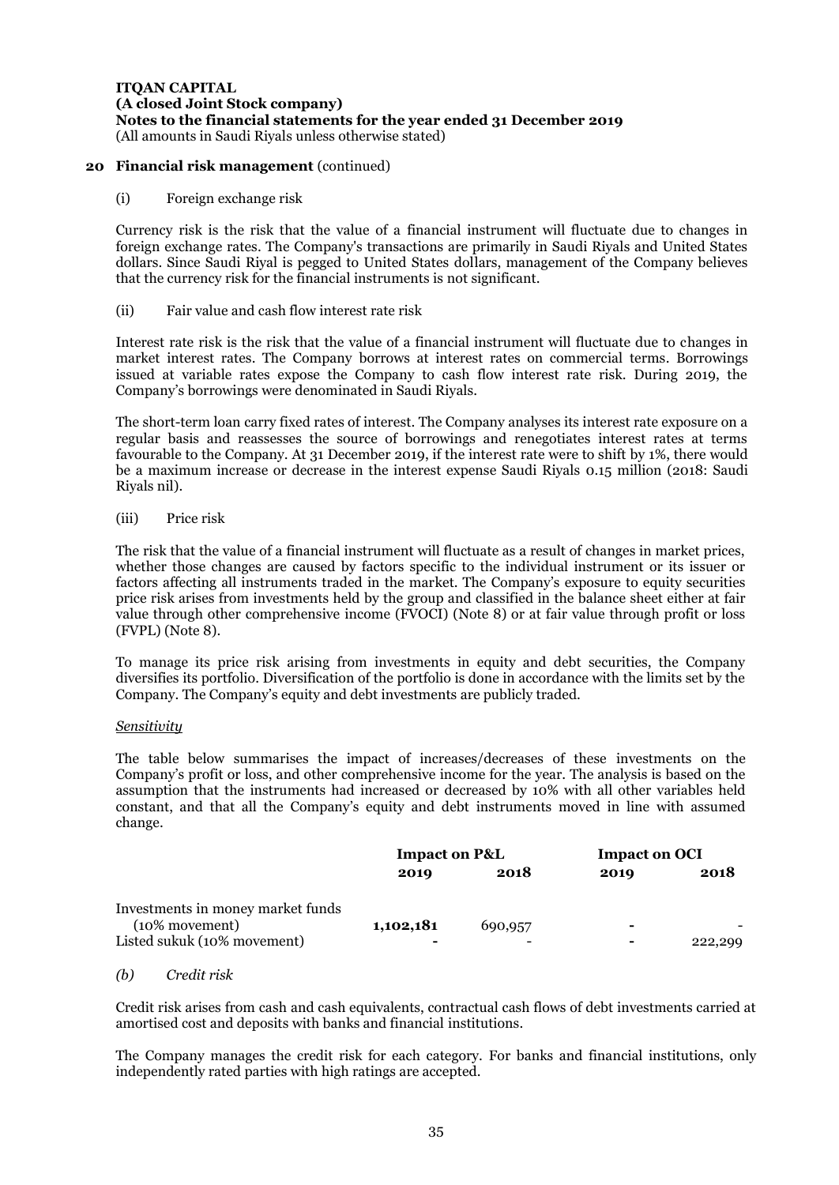**ITQAN CAPITAL**
**(A closed Joint Stock company)**
**Notes to the financial statements for the year ended 31 December 2019**
(All amounts in Saudi Riyals unless otherwise stated)

## 20 Financial risk management (continued)

(i) Foreign exchange risk

Currency risk is the risk that the value of a financial instrument will fluctuate due to changes in foreign exchange rates. The Company's transactions are primarily in Saudi Riyals and United States dollars. Since Saudi Riyal is pegged to United States dollars, management of the Company believes that the currency risk for the financial instruments is not significant.

(ii) Fair value and cash flow interest rate risk

Interest rate risk is the risk that the value of a financial instrument will fluctuate due to changes in market interest rates. The Company borrows at interest rates on commercial terms. Borrowings issued at variable rates expose the Company to cash flow interest rate risk. During 2019, the Company's borrowings were denominated in Saudi Riyals.

The short-term loan carry fixed rates of interest. The Company analyses its interest rate exposure on a regular basis and reassesses the source of borrowings and renegotiates interest rates at terms favourable to the Company. At 31 December 2019, if the interest rate were to shift by 1%, there would be a maximum increase or decrease in the interest expense Saudi Riyals 0.15 million (2018: Saudi Riyals nil).

(iii) Price risk

The risk that the value of a financial instrument will fluctuate as a result of changes in market prices, whether those changes are caused by factors specific to the individual instrument or its issuer or factors affecting all instruments traded in the market. The Company's exposure to equity securities price risk arises from investments held by the group and classified in the balance sheet either at fair value through other comprehensive income (FVOCI) (Note 8) or at fair value through profit or loss (FVPL) (Note 8).

To manage its price risk arising from investments in equity and debt securities, the Company diversifies its portfolio. Diversification of the portfolio is done in accordance with the limits set by the Company. The Company's equity and debt investments are publicly traded.

*Sensitivity*

The table below summarises the impact of increases/decreases of these investments on the Company's profit or loss, and other comprehensive income for the year. The analysis is based on the assumption that the instruments had increased or decreased by 10% with all other variables held constant, and that all the Company's equity and debt instruments moved in line with assumed change.

| | **Impact on P&L** | | **Impact on OCI** | |
|---|---|---|---|---|
| | **2019** | **2018** | **2019** | **2018** |
| Investments in money market funds (10% movement) | **1,102,181** | 690,957 | **-** | - |
| Listed sukuk (10% movement) | **-** | - | **-** | 222,299 |

*(b) Credit risk*

Credit risk arises from cash and cash equivalents, contractual cash flows of debt investments carried at amortised cost and deposits with banks and financial institutions.

The Company manages the credit risk for each category. For banks and financial institutions, only independently rated parties with high ratings are accepted.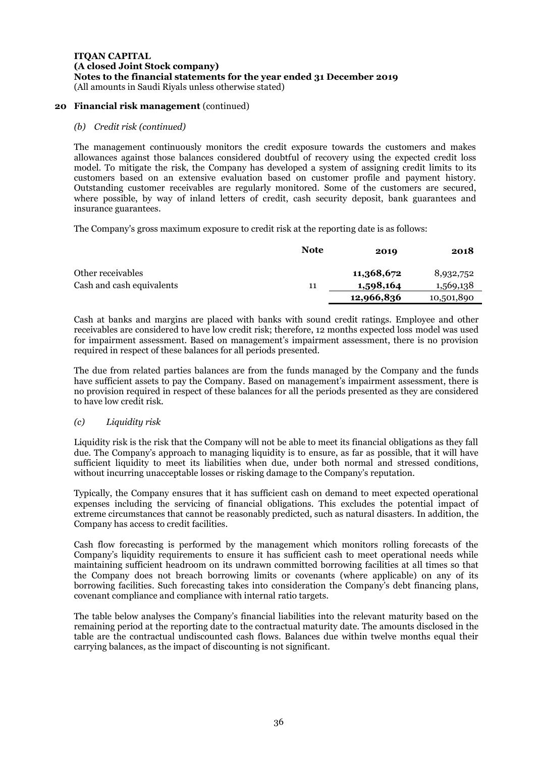## 20 Financial risk management (continued)

### *(b) Credit risk (continued)*

The management continuously monitors the credit exposure towards the customers and makes allowances against those balances considered doubtful of recovery using the expected credit loss model. To mitigate the risk, the Company has developed a system of assigning credit limits to its customers based on an extensive evaluation based on customer profile and payment history. Outstanding customer receivables are regularly monitored. Some of the customers are secured, where possible, by way of inland letters of credit, cash security deposit, bank guarantees and insurance guarantees.

The Company's gross maximum exposure to credit risk at the reporting date is as follows:

| | Note | 2019 | 2018 |
|---|---|---|---|
| Other receivables | | **11,368,672** | 8,932,752 |
| Cash and cash equivalents | 11 | **1,598,164** | 1,569,138 |
| | | **12,966,836** | 10,501,890 |

Cash at banks and margins are placed with banks with sound credit ratings. Employee and other receivables are considered to have low credit risk; therefore, 12 months expected loss model was used for impairment assessment. Based on management's impairment assessment, there is no provision required in respect of these balances for all periods presented.

The due from related parties balances are from the funds managed by the Company and the funds have sufficient assets to pay the Company. Based on management's impairment assessment, there is no provision required in respect of these balances for all the periods presented as they are considered to have low credit risk.

### *(c) Liquidity risk*

Liquidity risk is the risk that the Company will not be able to meet its financial obligations as they fall due. The Company's approach to managing liquidity is to ensure, as far as possible, that it will have sufficient liquidity to meet its liabilities when due, under both normal and stressed conditions, without incurring unacceptable losses or risking damage to the Company's reputation.

Typically, the Company ensures that it has sufficient cash on demand to meet expected operational expenses including the servicing of financial obligations. This excludes the potential impact of extreme circumstances that cannot be reasonably predicted, such as natural disasters. In addition, the Company has access to credit facilities.

Cash flow forecasting is performed by the management which monitors rolling forecasts of the Company's liquidity requirements to ensure it has sufficient cash to meet operational needs while maintaining sufficient headroom on its undrawn committed borrowing facilities at all times so that the Company does not breach borrowing limits or covenants (where applicable) on any of its borrowing facilities. Such forecasting takes into consideration the Company's debt financing plans, covenant compliance and compliance with internal ratio targets.

The table below analyses the Company's financial liabilities into the relevant maturity based on the remaining period at the reporting date to the contractual maturity date. The amounts disclosed in the table are the contractual undiscounted cash flows. Balances due within twelve months equal their carrying balances, as the impact of discounting is not significant.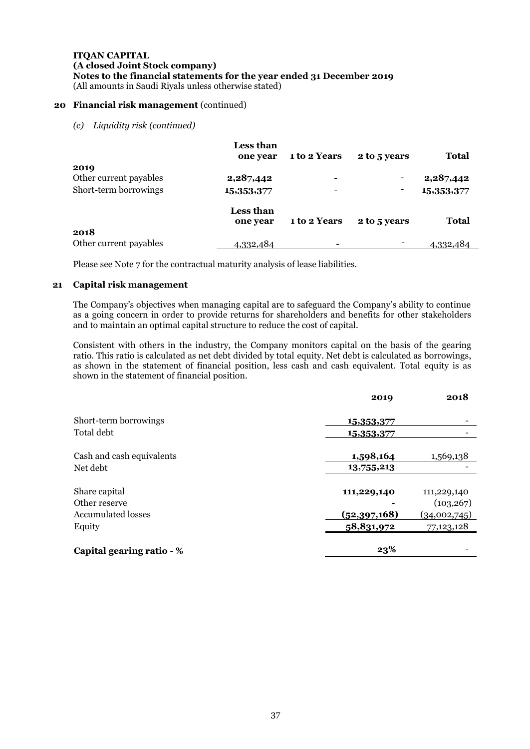**ITQAN CAPITAL**
**(A closed Joint Stock company)**
**Notes to the financial statements for the year ended 31 December 2019**
(All amounts in Saudi Riyals unless otherwise stated)

## 20 Financial risk management (continued)

*(c) Liquidity risk (continued)*

| | Less than one year | 1 to 2 Years | 2 to 5 years | Total |
|---|---|---|---|---|
| **2019** | | | | |
| Other current payables | **2,287,442** | - | - | **2,287,442** |
| Short-term borrowings | **15,353,377** | - | - | **15,353,377** |

| | Less than one year | 1 to 2 Years | 2 to 5 years | Total |
|---|---|---|---|---|
| **2018** | | | | |
| Other current payables | 4,332,484 | - | - | 4,332,484 |

Please see Note 7 for the contractual maturity analysis of lease liabilities.

## 21 Capital risk management

The Company's objectives when managing capital are to safeguard the Company's ability to continue as a going concern in order to provide returns for shareholders and benefits for other stakeholders and to maintain an optimal capital structure to reduce the cost of capital.

Consistent with others in the industry, the Company monitors capital on the basis of the gearing ratio. This ratio is calculated as net debt divided by total equity. Net debt is calculated as borrowings, as shown in the statement of financial position, less cash and cash equivalent. Total equity is as shown in the statement of financial position.

| | 2019 | 2018 |
|---|---|---|
| Short-term borrowings | **15,353,377** | - |
| Total debt | **15,353,377** | - |
| | | |
| Cash and cash equivalents | **1,598,164** | 1,569,138 |
| Net debt | **13,755,213** | - |
| | | |
| Share capital | **111,229,140** | 111,229,140 |
| Other reserve | **-** | (103,267) |
| Accumulated losses | **(52,397,168)** | (34,002,745) |
| Equity | **58,831,972** | 77,123,128 |
| | | |
| **Capital gearing ratio - %** | **23%** | - |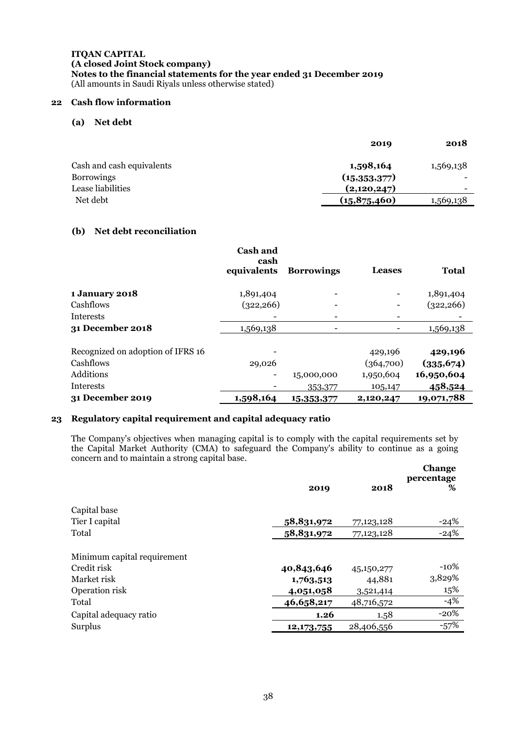**ITQAN CAPITAL**
**(A closed Joint Stock company)**
**Notes to the financial statements for the year ended 31 December 2019**
(All amounts in Saudi Riyals unless otherwise stated)

## 22 Cash flow information

### (a) Net debt

| | 2019 | 2018 |
|---|---|---|
| Cash and cash equivalents | **1,598,164** | 1,569,138 |
| Borrowings | **(15,353,377)** | - |
| Lease liabilities | **(2,120,247)** | - |
| Net debt | **(15,875,460)** | 1,569,138 |

### (b) Net debt reconciliation

| | Cash and cash equivalents | Borrowings | Leases | Total |
|---|---|---|---|---|
| **1 January 2018** | 1,891,404 | - | - | 1,891,404 |
| Cashflows | (322,266) | - | - | (322,266) |
| Interests | - | - | - | - |
| **31 December 2018** | 1,569,138 | - | - | 1,569,138 |
| | | | | |
| Recognized on adoption of IFRS 16 | - | | 429,196 | **429,196** |
| Cashflows | 29,026 | | (364,700) | **(335,674)** |
| Additions | - | 15,000,000 | 1,950,604 | **16,950,604** |
| Interests | - | 353,377 | 105,147 | **458,524** |
| **31 December 2019** | **1,598,164** | **15,353,377** | **2,120,247** | **19,071,788** |

## 23 Regulatory capital requirement and capital adequacy ratio

The Company's objectives when managing capital is to comply with the capital requirements set by the Capital Market Authority (CMA) to safeguard the Company's ability to continue as a going concern and to maintain a strong capital base.

| | 2019 | 2018 | Change percentage % |
|---|---|---|---|
| Capital base | | | |
| Tier I capital | **58,831,972** | 77,123,128 | -24% |
| Total | **58,831,972** | 77,123,128 | -24% |
| | | | |
| Minimum capital requirement | | | |
| Credit risk | **40,843,646** | 45,150,277 | -10% |
| Market risk | **1,763,513** | 44,881 | 3,829% |
| Operation risk | **4,051,058** | 3,521,414 | 15% |
| Total | **46,658,217** | 48,716,572 | -4% |
| Capital adequacy ratio | **1.26** | 1.58 | -20% |
| Surplus | **12,173,755** | 28,406,556 | -57% |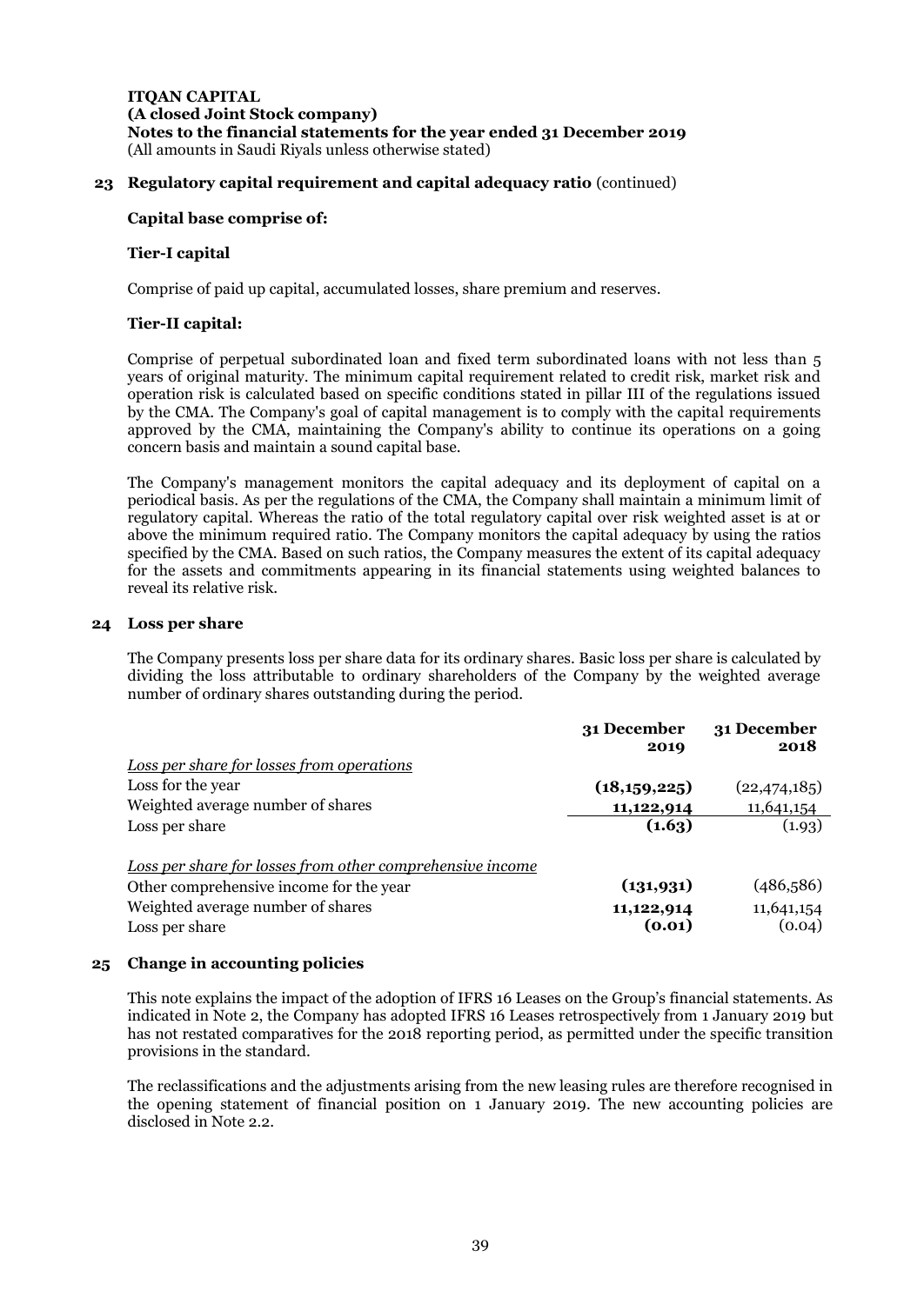**ITQAN CAPITAL**
**(A closed Joint Stock company)**
**Notes to the financial statements for the year ended 31 December 2019**
(All amounts in Saudi Riyals unless otherwise stated)

## 23 Regulatory capital requirement and capital adequacy ratio (continued)

**Capital base comprise of:**

**Tier-I capital**

Comprise of paid up capital, accumulated losses, share premium and reserves.

**Tier-II capital:**

Comprise of perpetual subordinated loan and fixed term subordinated loans with not less than 5 years of original maturity. The minimum capital requirement related to credit risk, market risk and operation risk is calculated based on specific conditions stated in pillar III of the regulations issued by the CMA. The Company's goal of capital management is to comply with the capital requirements approved by the CMA, maintaining the Company's ability to continue its operations on a going concern basis and maintain a sound capital base.

The Company's management monitors the capital adequacy and its deployment of capital on a periodical basis. As per the regulations of the CMA, the Company shall maintain a minimum limit of regulatory capital. Whereas the ratio of the total regulatory capital over risk weighted asset is at or above the minimum required ratio. The Company monitors the capital adequacy by using the ratios specified by the CMA. Based on such ratios, the Company measures the extent of its capital adequacy for the assets and commitments appearing in its financial statements using weighted balances to reveal its relative risk.

## 24 Loss per share

The Company presents loss per share data for its ordinary shares. Basic loss per share is calculated by dividing the loss attributable to ordinary shareholders of the Company by the weighted average number of ordinary shares outstanding during the period.

| | 31 December 2019 | 31 December 2018 |
|---|---|---|
| *Loss per share for losses from operations* | | |
| Loss for the year | **(18,159,225)** | (22,474,185) |
| Weighted average number of shares | **11,122,914** | 11,641,154 |
| Loss per share | **(1.63)** | (1.93) |
| | | |
| *Loss per share for losses from other comprehensive income* | | |
| Other comprehensive income for the year | **(131,931)** | (486,586) |
| Weighted average number of shares | **11,122,914** | 11,641,154 |
| Loss per share | **(0.01)** | (0.04) |

## 25 Change in accounting policies

This note explains the impact of the adoption of IFRS 16 Leases on the Group's financial statements. As indicated in Note 2, the Company has adopted IFRS 16 Leases retrospectively from 1 January 2019 but has not restated comparatives for the 2018 reporting period, as permitted under the specific transition provisions in the standard.

The reclassifications and the adjustments arising from the new leasing rules are therefore recognised in the opening statement of financial position on 1 January 2019. The new accounting policies are disclosed in Note 2.2.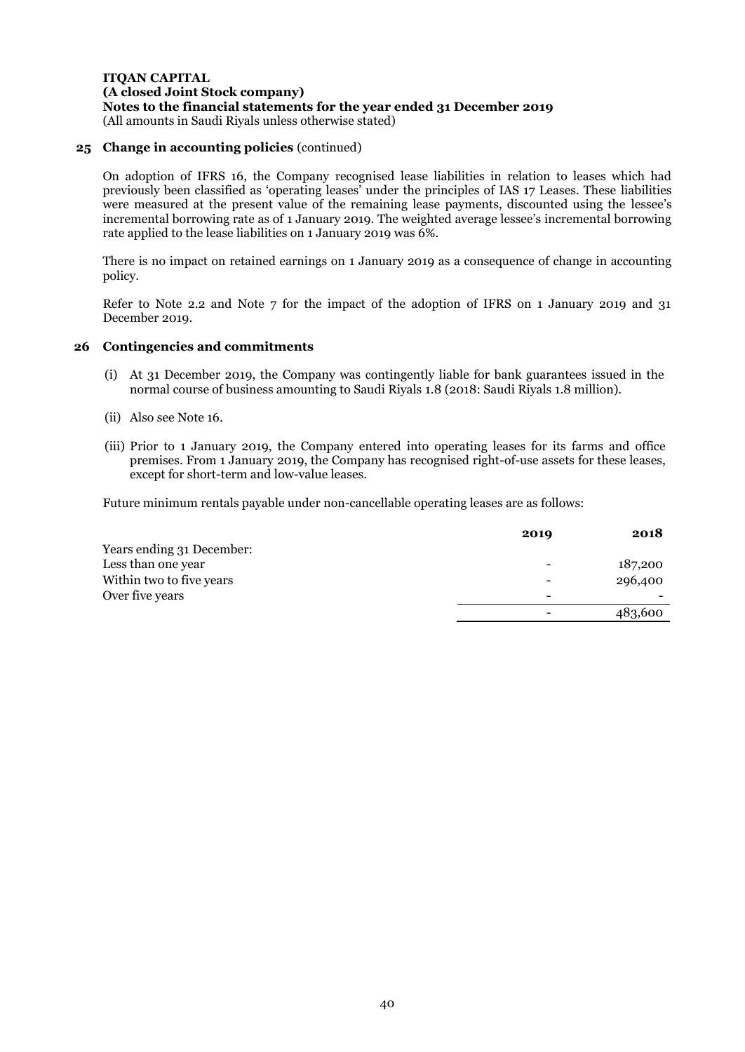**ITQAN CAPITAL**
**(A closed Joint Stock company)**
**Notes to the financial statements for the year ended 31 December 2019**
(All amounts in Saudi Riyals unless otherwise stated)

## 25 Change in accounting policies (continued)

On adoption of IFRS 16, the Company recognised lease liabilities in relation to leases which had previously been classified as 'operating leases' under the principles of IAS 17 Leases. These liabilities were measured at the present value of the remaining lease payments, discounted using the lessee's incremental borrowing rate as of 1 January 2019. The weighted average lessee's incremental borrowing rate applied to the lease liabilities on 1 January 2019 was 6%.

There is no impact on retained earnings on 1 January 2019 as a consequence of change in accounting policy.

Refer to Note 2.2 and Note 7 for the impact of the adoption of IFRS on 1 January 2019 and 31 December 2019.

## 26 Contingencies and commitments

(i) At 31 December 2019, the Company was contingently liable for bank guarantees issued in the normal course of business amounting to Saudi Riyals 1.8 (2018: Saudi Riyals 1.8 million).

(ii) Also see Note 16.

(iii) Prior to 1 January 2019, the Company entered into operating leases for its farms and office premises. From 1 January 2019, the Company has recognised right-of-use assets for these leases, except for short-term and low-value leases.

Future minimum rentals payable under non-cancellable operating leases are as follows:

| | **2019** | **2018** |
|---|---|---|
| Years ending 31 December: | | |
| Less than one year | - | 187,200 |
| Within two to five years | - | 296,400 |
| Over five years | - | - |
| | - | 483,600 |